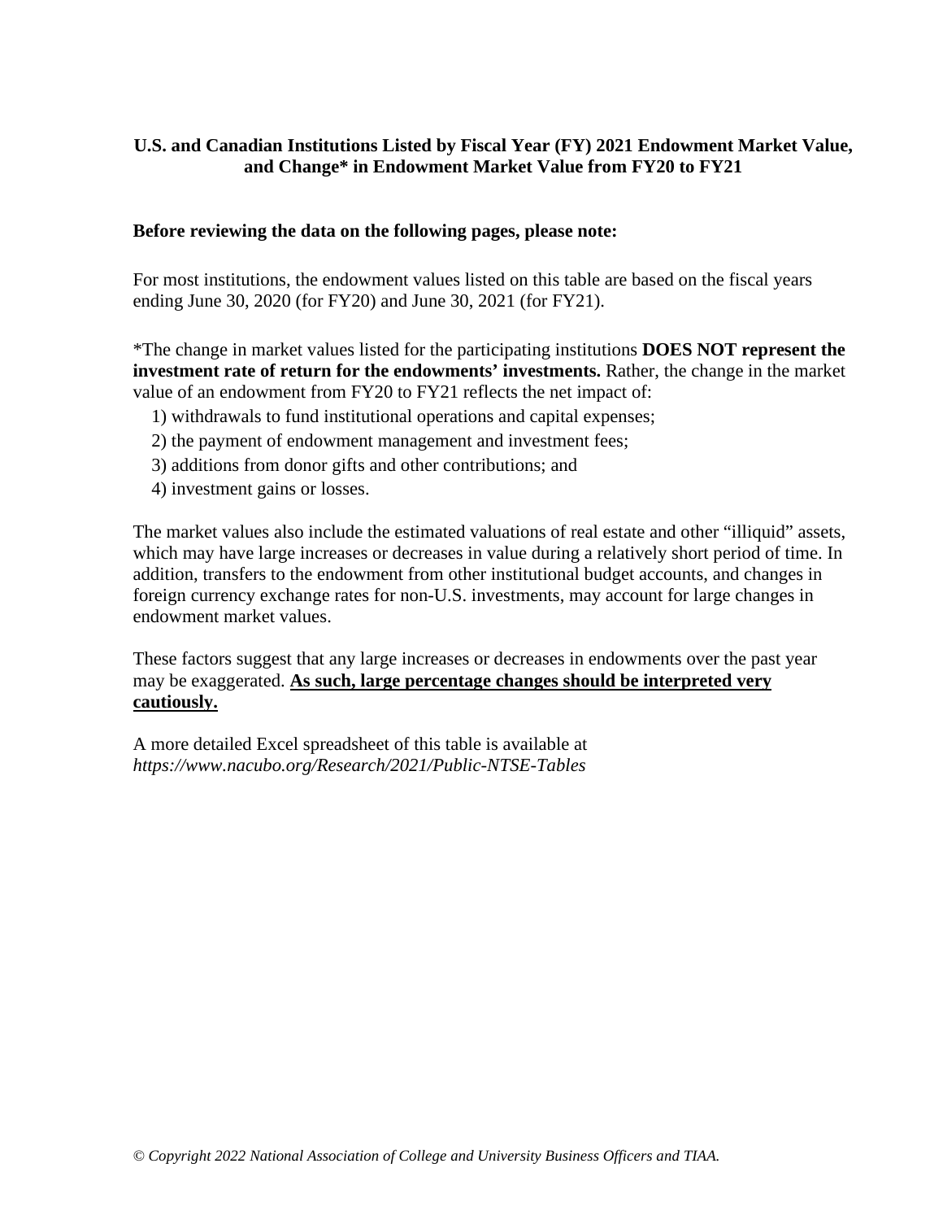**U.S. and Canadian Institutions Listed by Fiscal Year (FY) 2021 Endowment Market Value, and Change* in Endowment Market Value from FY20 to FY21**

**Before reviewing the data on the following pages, please note:**

For most institutions, the endowment values listed on this table are based on the fiscal years ending June 30, 2020 (for FY20) and June 30, 2021 (for FY21).

*The change in market values listed for the participating institutions **DOES NOT represent the investment rate of return for the endowments' investments.** Rather, the change in the market value of an endowment from FY20 to FY21 reflects the net impact of:

1) withdrawals to fund institutional operations and capital expenses;
2) the payment of endowment management and investment fees;
3) additions from donor gifts and other contributions; and
4) investment gains or losses.

The market values also include the estimated valuations of real estate and other "illiquid" assets, which may have large increases or decreases in value during a relatively short period of time. In addition, transfers to the endowment from other institutional budget accounts, and changes in foreign currency exchange rates for non-U.S. investments, may account for large changes in endowment market values.

These factors suggest that any large increases or decreases in endowments over the past year may be exaggerated. **As such, large percentage changes should be interpreted very cautiously.**

A more detailed Excel spreadsheet of this table is available at *https://www.nacubo.org/Research/2021/Public-NTSE-Tables*

*© Copyright 2022 National Association of College and University Business Officers and TIAA.*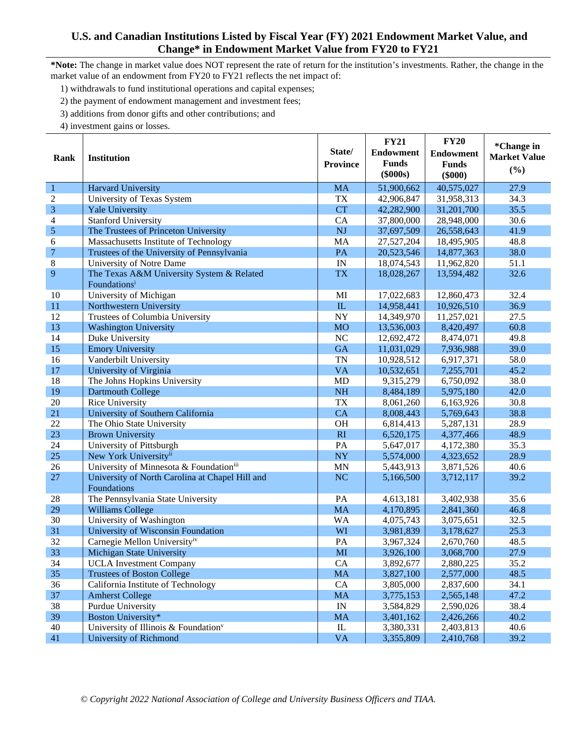# U.S. and Canadian Institutions Listed by Fiscal Year (FY) 2021 Endowment Market Value, and Change* in Endowment Market Value from FY20 to FY21

**\*Note:** The change in market value does NOT represent the rate of return for the institution's investments. Rather, the change in the market value of an endowment from FY20 to FY21 reflects the net impact of:

1) withdrawals to fund institutional operations and capital expenses;
2) the payment of endowment management and investment fees;
3) additions from donor gifts and other contributions; and
4) investment gains or losses.

| Rank | Institution | State/ Province | FY21 Endowment Funds ($000s) | FY20 Endowment Funds ($000) | *Change in Market Value (%) |
|---|---|---|---|---|---|
| 1 | Harvard University | MA | 51,900,662 | 40,575,027 | 27.9 |
| 2 | University of Texas System | TX | 42,906,847 | 31,958,313 | 34.3 |
| 3 | Yale University | CT | 42,282,900 | 31,201,700 | 35.5 |
| 4 | Stanford University | CA | 37,800,000 | 28,948,000 | 30.6 |
| 5 | The Trustees of Princeton University | NJ | 37,697,509 | 26,558,643 | 41.9 |
| 6 | Massachusetts Institute of Technology | MA | 27,527,204 | 18,495,905 | 48.8 |
| 7 | Trustees of the University of Pennsylvania | PA | 20,523,546 | 14,877,363 | 38.0 |
| 8 | University of Notre Dame | IN | 18,074,543 | 11,962,820 | 51.1 |
| 9 | The Texas A&M University System & Related Foundations[i] | TX | 18,028,267 | 13,594,482 | 32.6 |
| 10 | University of Michigan | MI | 17,022,683 | 12,860,473 | 32.4 |
| 11 | Northwestern University | IL | 14,958,441 | 10,926,510 | 36.9 |
| 12 | Trustees of Columbia University | NY | 14,349,970 | 11,257,021 | 27.5 |
| 13 | Washington University | MO | 13,536,003 | 8,420,497 | 60.8 |
| 14 | Duke University | NC | 12,692,472 | 8,474,071 | 49.8 |
| 15 | Emory University | GA | 11,031,029 | 7,936,988 | 39.0 |
| 16 | Vanderbilt University | TN | 10,928,512 | 6,917,371 | 58.0 |
| 17 | University of Virginia | VA | 10,532,651 | 7,255,701 | 45.2 |
| 18 | The Johns Hopkins University | MD | 9,315,279 | 6,750,092 | 38.0 |
| 19 | Dartmouth College | NH | 8,484,189 | 5,975,180 | 42.0 |
| 20 | Rice University | TX | 8,061,260 | 6,163,926 | 30.8 |
| 21 | University of Southern California | CA | 8,008,443 | 5,769,643 | 38.8 |
| 22 | The Ohio State University | OH | 6,814,413 | 5,287,131 | 28.9 |
| 23 | Brown University | RI | 6,520,175 | 4,377,466 | 48.9 |
| 24 | University of Pittsburgh | PA | 5,647,017 | 4,172,380 | 35.3 |
| 25 | New York University[ii] | NY | 5,574,000 | 4,323,652 | 28.9 |
| 26 | University of Minnesota & Foundation[iii] | MN | 5,443,913 | 3,871,526 | 40.6 |
| 27 | University of North Carolina at Chapel Hill and Foundations | NC | 5,166,500 | 3,712,117 | 39.2 |
| 28 | The Pennsylvania State University | PA | 4,613,181 | 3,402,938 | 35.6 |
| 29 | Williams College | MA | 4,170,895 | 2,841,360 | 46.8 |
| 30 | University of Washington | WA | 4,075,743 | 3,075,651 | 32.5 |
| 31 | University of Wisconsin Foundation | WI | 3,981,839 | 3,178,627 | 25.3 |
| 32 | Carnegie Mellon University[iv] | PA | 3,967,324 | 2,670,760 | 48.5 |
| 33 | Michigan State University | MI | 3,926,100 | 3,068,700 | 27.9 |
| 34 | UCLA Investment Company | CA | 3,892,677 | 2,880,225 | 35.2 |
| 35 | Trustees of Boston College | MA | 3,827,100 | 2,577,000 | 48.5 |
| 36 | California Institute of Technology | CA | 3,805,000 | 2,837,600 | 34.1 |
| 37 | Amherst College | MA | 3,775,153 | 2,565,148 | 47.2 |
| 38 | Purdue University | IN | 3,584,829 | 2,590,026 | 38.4 |
| 39 | Boston University* | MA | 3,401,162 | 2,426,266 | 40.2 |
| 40 | University of Illinois & Foundation[v] | IL | 3,380,331 | 2,403,813 | 40.6 |
| 41 | University of Richmond | VA | 3,355,809 | 2,410,768 | 39.2 |

*© Copyright 2022 National Association of College and University Business Officers and TIAA.*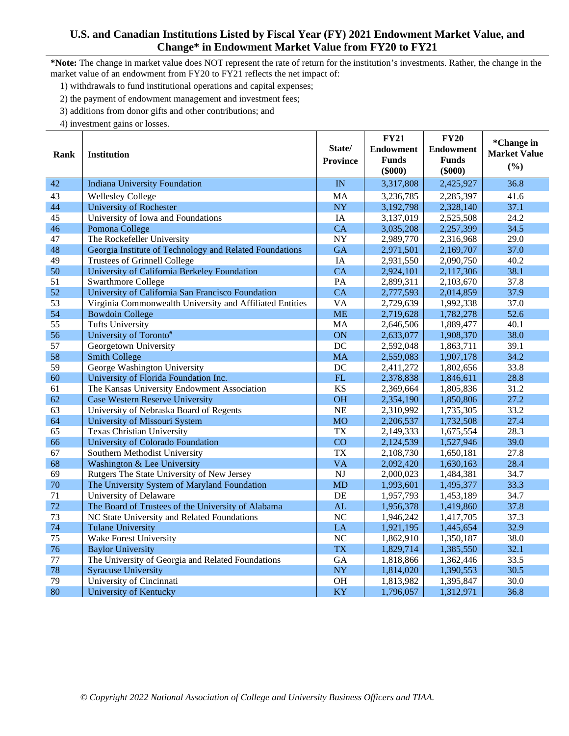## U.S. and Canadian Institutions Listed by Fiscal Year (FY) 2021 Endowment Market Value, and Change* in Endowment Market Value from FY20 to FY21

***Note:** The change in market value does NOT represent the rate of return for the institution's investments. Rather, the change in the market value of an endowment from FY20 to FY21 reflects the net impact of:

1) withdrawals to fund institutional operations and capital expenses;
2) the payment of endowment management and investment fees;
3) additions from donor gifts and other contributions; and
4) investment gains or losses.

| Rank | Institution | State/ Province | FY21 Endowment Funds ($000) | FY20 Endowment Funds ($000) | *Change in Market Value (%) |
|---|---|---|---|---|---|
| 42 | Indiana University Foundation | IN | 3,317,808 | 2,425,927 | 36.8 |
| 43 | Wellesley College | MA | 3,236,785 | 2,285,397 | 41.6 |
| 44 | University of Rochester | NY | 3,192,798 | 2,328,140 | 37.1 |
| 45 | University of Iowa and Foundations | IA | 3,137,019 | 2,525,508 | 24.2 |
| 46 | Pomona College | CA | 3,035,208 | 2,257,399 | 34.5 |
| 47 | The Rockefeller University | NY | 2,989,770 | 2,316,968 | 29.0 |
| 48 | Georgia Institute of Technology and Related Foundations | GA | 2,971,501 | 2,169,707 | 37.0 |
| 49 | Trustees of Grinnell College | IA | 2,931,550 | 2,090,750 | 40.2 |
| 50 | University of California Berkeley Foundation | CA | 2,924,101 | 2,117,306 | 38.1 |
| 51 | Swarthmore College | PA | 2,899,311 | 2,103,670 | 37.8 |
| 52 | University of California San Francisco Foundation | CA | 2,777,593 | 2,014,859 | 37.9 |
| 53 | Virginia Commonwealth University and Affiliated Entities | VA | 2,729,639 | 1,992,338 | 37.0 |
| 54 | Bowdoin College | ME | 2,719,628 | 1,782,278 | 52.6 |
| 55 | Tufts University | MA | 2,646,506 | 1,889,477 | 40.1 |
| 56 | University of Toronto# | ON | 2,633,077 | 1,908,370 | 38.0 |
| 57 | Georgetown University | DC | 2,592,048 | 1,863,711 | 39.1 |
| 58 | Smith College | MA | 2,559,083 | 1,907,178 | 34.2 |
| 59 | George Washington University | DC | 2,411,272 | 1,802,656 | 33.8 |
| 60 | University of Florida Foundation Inc. | FL | 2,378,838 | 1,846,611 | 28.8 |
| 61 | The Kansas University Endowment Association | KS | 2,369,664 | 1,805,836 | 31.2 |
| 62 | Case Western Reserve University | OH | 2,354,190 | 1,850,806 | 27.2 |
| 63 | University of Nebraska Board of Regents | NE | 2,310,992 | 1,735,305 | 33.2 |
| 64 | University of Missouri System | MO | 2,206,537 | 1,732,508 | 27.4 |
| 65 | Texas Christian University | TX | 2,149,333 | 1,675,554 | 28.3 |
| 66 | University of Colorado Foundation | CO | 2,124,539 | 1,527,946 | 39.0 |
| 67 | Southern Methodist University | TX | 2,108,730 | 1,650,181 | 27.8 |
| 68 | Washington & Lee University | VA | 2,092,420 | 1,630,163 | 28.4 |
| 69 | Rutgers The State University of New Jersey | NJ | 2,000,023 | 1,484,381 | 34.7 |
| 70 | The University System of Maryland Foundation | MD | 1,993,601 | 1,495,377 | 33.3 |
| 71 | University of Delaware | DE | 1,957,793 | 1,453,189 | 34.7 |
| 72 | The Board of Trustees of the University of Alabama | AL | 1,956,378 | 1,419,860 | 37.8 |
| 73 | NC State University and Related Foundations | NC | 1,946,242 | 1,417,705 | 37.3 |
| 74 | Tulane University | LA | 1,921,195 | 1,445,654 | 32.9 |
| 75 | Wake Forest University | NC | 1,862,910 | 1,350,187 | 38.0 |
| 76 | Baylor University | TX | 1,829,714 | 1,385,550 | 32.1 |
| 77 | The University of Georgia and Related Foundations | GA | 1,818,866 | 1,362,446 | 33.5 |
| 78 | Syracuse University | NY | 1,814,020 | 1,390,553 | 30.5 |
| 79 | University of Cincinnati | OH | 1,813,982 | 1,395,847 | 30.0 |
| 80 | University of Kentucky | KY | 1,796,057 | 1,312,971 | 36.8 |

*© Copyright 2022 National Association of College and University Business Officers and TIAA.*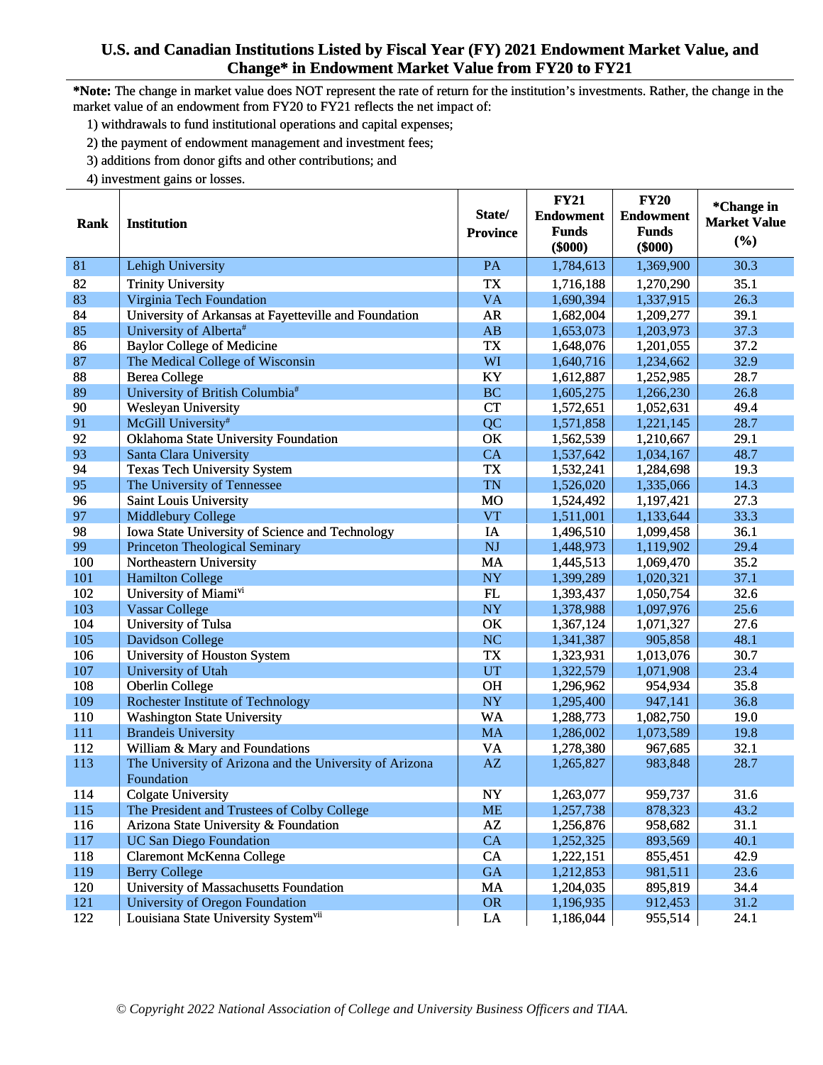## U.S. and Canadian Institutions Listed by Fiscal Year (FY) 2021 Endowment Market Value, and Change* in Endowment Market Value from FY20 to FY21

**\*Note:** The change in market value does NOT represent the rate of return for the institution's investments. Rather, the change in the market value of an endowment from FY20 to FY21 reflects the net impact of:

1) withdrawals to fund institutional operations and capital expenses;
2) the payment of endowment management and investment fees;
3) additions from donor gifts and other contributions; and
4) investment gains or losses.

| Rank | Institution | State/ Province | FY21 Endowment Funds ($000) | FY20 Endowment Funds ($000) | *Change in Market Value (%) |
|---|---|---|---|---|---|
| 81 | Lehigh University | PA | 1,784,613 | 1,369,900 | 30.3 |
| 82 | Trinity University | TX | 1,716,188 | 1,270,290 | 35.1 |
| 83 | Virginia Tech Foundation | VA | 1,690,394 | 1,337,915 | 26.3 |
| 84 | University of Arkansas at Fayetteville and Foundation | AR | 1,682,004 | 1,209,277 | 39.1 |
| 85 | University of Alberta# | AB | 1,653,073 | 1,203,973 | 37.3 |
| 86 | Baylor College of Medicine | TX | 1,648,076 | 1,201,055 | 37.2 |
| 87 | The Medical College of Wisconsin | WI | 1,640,716 | 1,234,662 | 32.9 |
| 88 | Berea College | KY | 1,612,887 | 1,252,985 | 28.7 |
| 89 | University of British Columbia# | BC | 1,605,275 | 1,266,230 | 26.8 |
| 90 | Wesleyan University | CT | 1,572,651 | 1,052,631 | 49.4 |
| 91 | McGill University# | QC | 1,571,858 | 1,221,145 | 28.7 |
| 92 | Oklahoma State University Foundation | OK | 1,562,539 | 1,210,667 | 29.1 |
| 93 | Santa Clara University | CA | 1,537,642 | 1,034,167 | 48.7 |
| 94 | Texas Tech University System | TX | 1,532,241 | 1,284,698 | 19.3 |
| 95 | The University of Tennessee | TN | 1,526,020 | 1,335,066 | 14.3 |
| 96 | Saint Louis University | MO | 1,524,492 | 1,197,421 | 27.3 |
| 97 | Middlebury College | VT | 1,511,001 | 1,133,644 | 33.3 |
| 98 | Iowa State University of Science and Technology | IA | 1,496,510 | 1,099,458 | 36.1 |
| 99 | Princeton Theological Seminary | NJ | 1,448,973 | 1,119,902 | 29.4 |
| 100 | Northeastern University | MA | 1,445,513 | 1,069,470 | 35.2 |
| 101 | Hamilton College | NY | 1,399,289 | 1,020,321 | 37.1 |
| 102 | University of Miami[vi] | FL | 1,393,437 | 1,050,754 | 32.6 |
| 103 | Vassar College | NY | 1,378,988 | 1,097,976 | 25.6 |
| 104 | University of Tulsa | OK | 1,367,124 | 1,071,327 | 27.6 |
| 105 | Davidson College | NC | 1,341,387 | 905,858 | 48.1 |
| 106 | University of Houston System | TX | 1,323,931 | 1,013,076 | 30.7 |
| 107 | University of Utah | UT | 1,322,579 | 1,071,908 | 23.4 |
| 108 | Oberlin College | OH | 1,296,962 | 954,934 | 35.8 |
| 109 | Rochester Institute of Technology | NY | 1,295,400 | 947,141 | 36.8 |
| 110 | Washington State University | WA | 1,288,773 | 1,082,750 | 19.0 |
| 111 | Brandeis University | MA | 1,286,002 | 1,073,589 | 19.8 |
| 112 | William & Mary and Foundations | VA | 1,278,380 | 967,685 | 32.1 |
| 113 | The University of Arizona and the University of Arizona Foundation | AZ | 1,265,827 | 983,848 | 28.7 |
| 114 | Colgate University | NY | 1,263,077 | 959,737 | 31.6 |
| 115 | The President and Trustees of Colby College | ME | 1,257,738 | 878,323 | 43.2 |
| 116 | Arizona State University & Foundation | AZ | 1,256,876 | 958,682 | 31.1 |
| 117 | UC San Diego Foundation | CA | 1,252,325 | 893,569 | 40.1 |
| 118 | Claremont McKenna College | CA | 1,222,151 | 855,451 | 42.9 |
| 119 | Berry College | GA | 1,212,853 | 981,511 | 23.6 |
| 120 | University of Massachusetts Foundation | MA | 1,204,035 | 895,819 | 34.4 |
| 121 | University of Oregon Foundation | OR | 1,196,935 | 912,453 | 31.2 |
| 122 | Louisiana State University System[vii] | LA | 1,186,044 | 955,514 | 24.1 |

*© Copyright 2022 National Association of College and University Business Officers and TIAA.*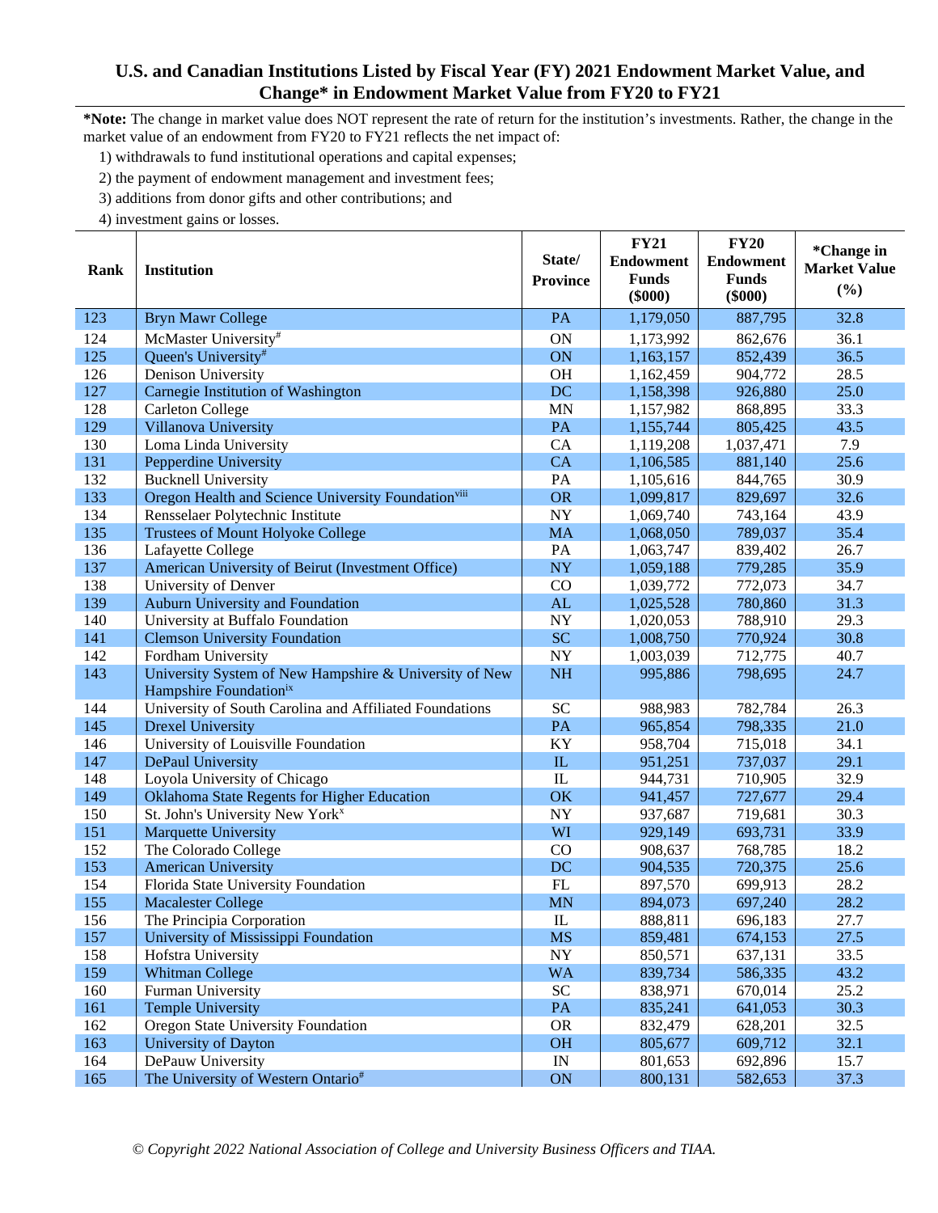## U.S. and Canadian Institutions Listed by Fiscal Year (FY) 2021 Endowment Market Value, and Change* in Endowment Market Value from FY20 to FY21

***Note:** The change in market value does NOT represent the rate of return for the institution's investments. Rather, the change in the market value of an endowment from FY20 to FY21 reflects the net impact of:

1) withdrawals to fund institutional operations and capital expenses;
2) the payment of endowment management and investment fees;
3) additions from donor gifts and other contributions; and
4) investment gains or losses.

| Rank | Institution | State/ Province | FY21 Endowment Funds ($000) | FY20 Endowment Funds ($000) | *Change in Market Value (%) |
|---|---|---|---|---|---|
| 123 | Bryn Mawr College | PA | 1,179,050 | 887,795 | 32.8 |
| 124 | McMaster University[#] | ON | 1,173,992 | 862,676 | 36.1 |
| 125 | Queen's University[#] | ON | 1,163,157 | 852,439 | 36.5 |
| 126 | Denison University | OH | 1,162,459 | 904,772 | 28.5 |
| 127 | Carnegie Institution of Washington | DC | 1,158,398 | 926,880 | 25.0 |
| 128 | Carleton College | MN | 1,157,982 | 868,895 | 33.3 |
| 129 | Villanova University | PA | 1,155,744 | 805,425 | 43.5 |
| 130 | Loma Linda University | CA | 1,119,208 | 1,037,471 | 7.9 |
| 131 | Pepperdine University | CA | 1,106,585 | 881,140 | 25.6 |
| 132 | Bucknell University | PA | 1,105,616 | 844,765 | 30.9 |
| 133 | Oregon Health and Science University Foundation[viii] | OR | 1,099,817 | 829,697 | 32.6 |
| 134 | Rensselaer Polytechnic Institute | NY | 1,069,740 | 743,164 | 43.9 |
| 135 | Trustees of Mount Holyoke College | MA | 1,068,050 | 789,037 | 35.4 |
| 136 | Lafayette College | PA | 1,063,747 | 839,402 | 26.7 |
| 137 | American University of Beirut (Investment Office) | NY | 1,059,188 | 779,285 | 35.9 |
| 138 | University of Denver | CO | 1,039,772 | 772,073 | 34.7 |
| 139 | Auburn University and Foundation | AL | 1,025,528 | 780,860 | 31.3 |
| 140 | University at Buffalo Foundation | NY | 1,020,053 | 788,910 | 29.3 |
| 141 | Clemson University Foundation | SC | 1,008,750 | 770,924 | 30.8 |
| 142 | Fordham University | NY | 1,003,039 | 712,775 | 40.7 |
| 143 | University System of New Hampshire & University of New Hampshire Foundation[ix] | NH | 995,886 | 798,695 | 24.7 |
| 144 | University of South Carolina and Affiliated Foundations | SC | 988,983 | 782,784 | 26.3 |
| 145 | Drexel University | PA | 965,854 | 798,335 | 21.0 |
| 146 | University of Louisville Foundation | KY | 958,704 | 715,018 | 34.1 |
| 147 | DePaul University | IL | 951,251 | 737,037 | 29.1 |
| 148 | Loyola University of Chicago | IL | 944,731 | 710,905 | 32.9 |
| 149 | Oklahoma State Regents for Higher Education | OK | 941,457 | 727,677 | 29.4 |
| 150 | St. John's University New York[x] | NY | 937,687 | 719,681 | 30.3 |
| 151 | Marquette University | WI | 929,149 | 693,731 | 33.9 |
| 152 | The Colorado College | CO | 908,637 | 768,785 | 18.2 |
| 153 | American University | DC | 904,535 | 720,375 | 25.6 |
| 154 | Florida State University Foundation | FL | 897,570 | 699,913 | 28.2 |
| 155 | Macalester College | MN | 894,073 | 697,240 | 28.2 |
| 156 | The Principia Corporation | IL | 888,811 | 696,183 | 27.7 |
| 157 | University of Mississippi Foundation | MS | 859,481 | 674,153 | 27.5 |
| 158 | Hofstra University | NY | 850,571 | 637,131 | 33.5 |
| 159 | Whitman College | WA | 839,734 | 586,335 | 43.2 |
| 160 | Furman University | SC | 838,971 | 670,014 | 25.2 |
| 161 | Temple University | PA | 835,241 | 641,053 | 30.3 |
| 162 | Oregon State University Foundation | OR | 832,479 | 628,201 | 32.5 |
| 163 | University of Dayton | OH | 805,677 | 609,712 | 32.1 |
| 164 | DePauw University | IN | 801,653 | 692,896 | 15.7 |
| 165 | The University of Western Ontario[#] | ON | 800,131 | 582,653 | 37.3 |

*© Copyright 2022 National Association of College and University Business Officers and TIAA.*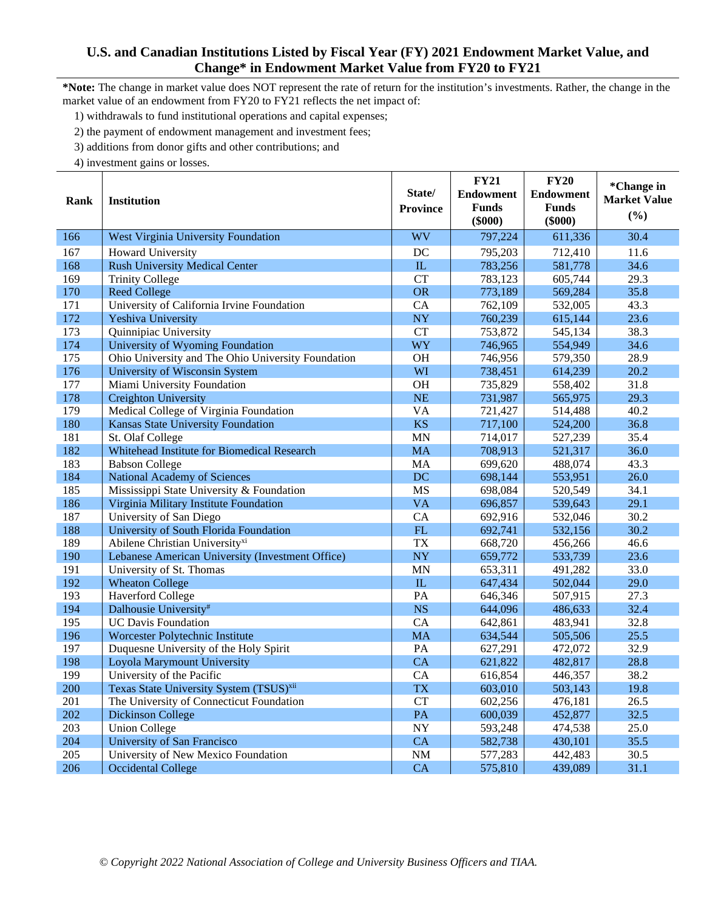## U.S. and Canadian Institutions Listed by Fiscal Year (FY) 2021 Endowment Market Value, and Change* in Endowment Market Value from FY20 to FY21

***Note:** The change in market value does NOT represent the rate of return for the institution's investments. Rather, the change in the market value of an endowment from FY20 to FY21 reflects the net impact of:

1) withdrawals to fund institutional operations and capital expenses;
2) the payment of endowment management and investment fees;
3) additions from donor gifts and other contributions; and
4) investment gains or losses.

| Rank | Institution | State/ Province | FY21 Endowment Funds ($000) | FY20 Endowment Funds ($000) | *Change in Market Value (%) |
|---|---|---|---|---|---|
| 166 | West Virginia University Foundation | WV | 797,224 | 611,336 | 30.4 |
| 167 | Howard University | DC | 795,203 | 712,410 | 11.6 |
| 168 | Rush University Medical Center | IL | 783,256 | 581,778 | 34.6 |
| 169 | Trinity College | CT | 783,123 | 605,744 | 29.3 |
| 170 | Reed College | OR | 773,189 | 569,284 | 35.8 |
| 171 | University of California Irvine Foundation | CA | 762,109 | 532,005 | 43.3 |
| 172 | Yeshiva University | NY | 760,239 | 615,144 | 23.6 |
| 173 | Quinnipiac University | CT | 753,872 | 545,134 | 38.3 |
| 174 | University of Wyoming Foundation | WY | 746,965 | 554,949 | 34.6 |
| 175 | Ohio University and The Ohio University Foundation | OH | 746,956 | 579,350 | 28.9 |
| 176 | University of Wisconsin System | WI | 738,451 | 614,239 | 20.2 |
| 177 | Miami University Foundation | OH | 735,829 | 558,402 | 31.8 |
| 178 | Creighton University | NE | 731,987 | 565,975 | 29.3 |
| 179 | Medical College of Virginia Foundation | VA | 721,427 | 514,488 | 40.2 |
| 180 | Kansas State University Foundation | KS | 717,100 | 524,200 | 36.8 |
| 181 | St. Olaf College | MN | 714,017 | 527,239 | 35.4 |
| 182 | Whitehead Institute for Biomedical Research | MA | 708,913 | 521,317 | 36.0 |
| 183 | Babson College | MA | 699,620 | 488,074 | 43.3 |
| 184 | National Academy of Sciences | DC | 698,144 | 553,951 | 26.0 |
| 185 | Mississippi State University & Foundation | MS | 698,084 | 520,549 | 34.1 |
| 186 | Virginia Military Institute Foundation | VA | 696,857 | 539,643 | 29.1 |
| 187 | University of San Diego | CA | 692,916 | 532,046 | 30.2 |
| 188 | University of South Florida Foundation | FL | 692,741 | 532,156 | 30.2 |
| 189 | Abilene Christian University[xi] | TX | 668,720 | 456,266 | 46.6 |
| 190 | Lebanese American University (Investment Office) | NY | 659,772 | 533,739 | 23.6 |
| 191 | University of St. Thomas | MN | 653,311 | 491,282 | 33.0 |
| 192 | Wheaton College | IL | 647,434 | 502,044 | 29.0 |
| 193 | Haverford College | PA | 646,346 | 507,915 | 27.3 |
| 194 | Dalhousie University[#] | NS | 644,096 | 486,633 | 32.4 |
| 195 | UC Davis Foundation | CA | 642,861 | 483,941 | 32.8 |
| 196 | Worcester Polytechnic Institute | MA | 634,544 | 505,506 | 25.5 |
| 197 | Duquesne University of the Holy Spirit | PA | 627,291 | 472,072 | 32.9 |
| 198 | Loyola Marymount University | CA | 621,822 | 482,817 | 28.8 |
| 199 | University of the Pacific | CA | 616,854 | 446,357 | 38.2 |
| 200 | Texas State University System (TSUS)[xii] | TX | 603,010 | 503,143 | 19.8 |
| 201 | The University of Connecticut Foundation | CT | 602,256 | 476,181 | 26.5 |
| 202 | Dickinson College | PA | 600,039 | 452,877 | 32.5 |
| 203 | Union College | NY | 593,248 | 474,538 | 25.0 |
| 204 | University of San Francisco | CA | 582,738 | 430,101 | 35.5 |
| 205 | University of New Mexico Foundation | NM | 577,283 | 442,483 | 30.5 |
| 206 | Occidental College | CA | 575,810 | 439,089 | 31.1 |

*© Copyright 2022 National Association of College and University Business Officers and TIAA.*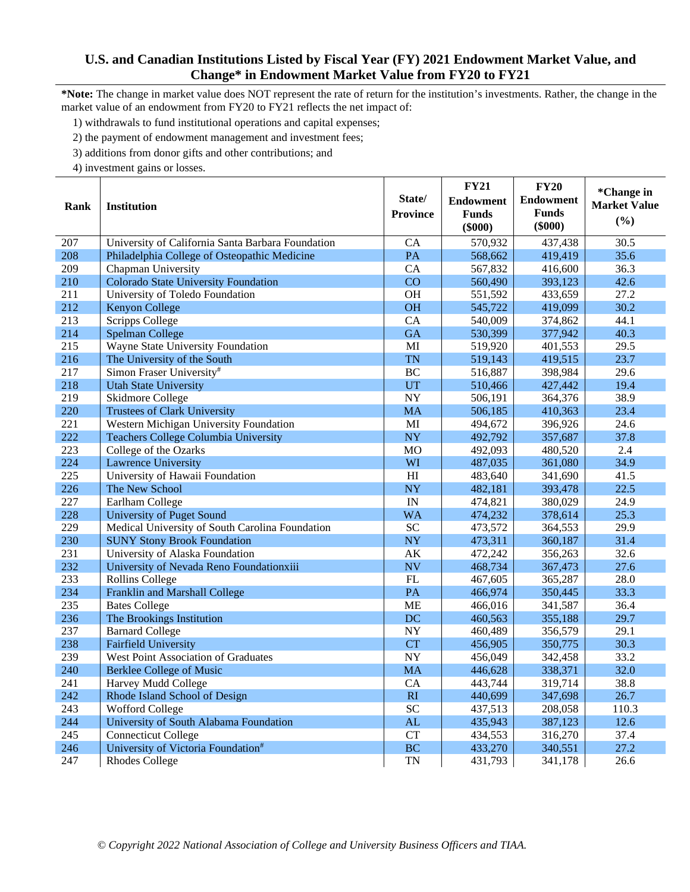# U.S. and Canadian Institutions Listed by Fiscal Year (FY) 2021 Endowment Market Value, and Change* in Endowment Market Value from FY20 to FY21

***Note:** The change in market value does NOT represent the rate of return for the institution's investments. Rather, the change in the market value of an endowment from FY20 to FY21 reflects the net impact of:

1) withdrawals to fund institutional operations and capital expenses;
2) the payment of endowment management and investment fees;
3) additions from donor gifts and other contributions; and
4) investment gains or losses.

| Rank | Institution | State/ Province | FY21 Endowment Funds ($000) | FY20 Endowment Funds ($000) | *Change in Market Value (%) |
|---|---|---|---|---|---|
| 207 | University of California Santa Barbara Foundation | CA | 570,932 | 437,438 | 30.5 |
| 208 | Philadelphia College of Osteopathic Medicine | PA | 568,662 | 419,419 | 35.6 |
| 209 | Chapman University | CA | 567,832 | 416,600 | 36.3 |
| 210 | Colorado State University Foundation | CO | 560,490 | 393,123 | 42.6 |
| 211 | University of Toledo Foundation | OH | 551,592 | 433,659 | 27.2 |
| 212 | Kenyon College | OH | 545,722 | 419,099 | 30.2 |
| 213 | Scripps College | CA | 540,009 | 374,862 | 44.1 |
| 214 | Spelman College | GA | 530,399 | 377,942 | 40.3 |
| 215 | Wayne State University Foundation | MI | 519,920 | 401,553 | 29.5 |
| 216 | The University of the South | TN | 519,143 | 419,515 | 23.7 |
| 217 | Simon Fraser University[#] | BC | 516,887 | 398,984 | 29.6 |
| 218 | Utah State University | UT | 510,466 | 427,442 | 19.4 |
| 219 | Skidmore College | NY | 506,191 | 364,376 | 38.9 |
| 220 | Trustees of Clark University | MA | 506,185 | 410,363 | 23.4 |
| 221 | Western Michigan University Foundation | MI | 494,672 | 396,926 | 24.6 |
| 222 | Teachers College Columbia University | NY | 492,792 | 357,687 | 37.8 |
| 223 | College of the Ozarks | MO | 492,093 | 480,520 | 2.4 |
| 224 | Lawrence University | WI | 487,035 | 361,080 | 34.9 |
| 225 | University of Hawaii Foundation | HI | 483,640 | 341,690 | 41.5 |
| 226 | The New School | NY | 482,181 | 393,478 | 22.5 |
| 227 | Earlham College | IN | 474,821 | 380,029 | 24.9 |
| 228 | University of Puget Sound | WA | 474,232 | 378,614 | 25.3 |
| 229 | Medical University of South Carolina Foundation | SC | 473,572 | 364,553 | 29.9 |
| 230 | SUNY Stony Brook Foundation | NY | 473,311 | 360,187 | 31.4 |
| 231 | University of Alaska Foundation | AK | 472,242 | 356,263 | 32.6 |
| 232 | University of Nevada Reno Foundationxiii | NV | 468,734 | 367,473 | 27.6 |
| 233 | Rollins College | FL | 467,605 | 365,287 | 28.0 |
| 234 | Franklin and Marshall College | PA | 466,974 | 350,445 | 33.3 |
| 235 | Bates College | ME | 466,016 | 341,587 | 36.4 |
| 236 | The Brookings Institution | DC | 460,563 | 355,188 | 29.7 |
| 237 | Barnard College | NY | 460,489 | 356,579 | 29.1 |
| 238 | Fairfield University | CT | 456,905 | 350,775 | 30.3 |
| 239 | West Point Association of Graduates | NY | 456,049 | 342,458 | 33.2 |
| 240 | Berklee College of Music | MA | 446,628 | 338,371 | 32.0 |
| 241 | Harvey Mudd College | CA | 443,744 | 319,714 | 38.8 |
| 242 | Rhode Island School of Design | RI | 440,699 | 347,698 | 26.7 |
| 243 | Wofford College | SC | 437,513 | 208,058 | 110.3 |
| 244 | University of South Alabama Foundation | AL | 435,943 | 387,123 | 12.6 |
| 245 | Connecticut College | CT | 434,553 | 316,270 | 37.4 |
| 246 | University of Victoria Foundation[#] | BC | 433,270 | 340,551 | 27.2 |
| 247 | Rhodes College | TN | 431,793 | 341,178 | 26.6 |

*© Copyright 2022 National Association of College and University Business Officers and TIAA.*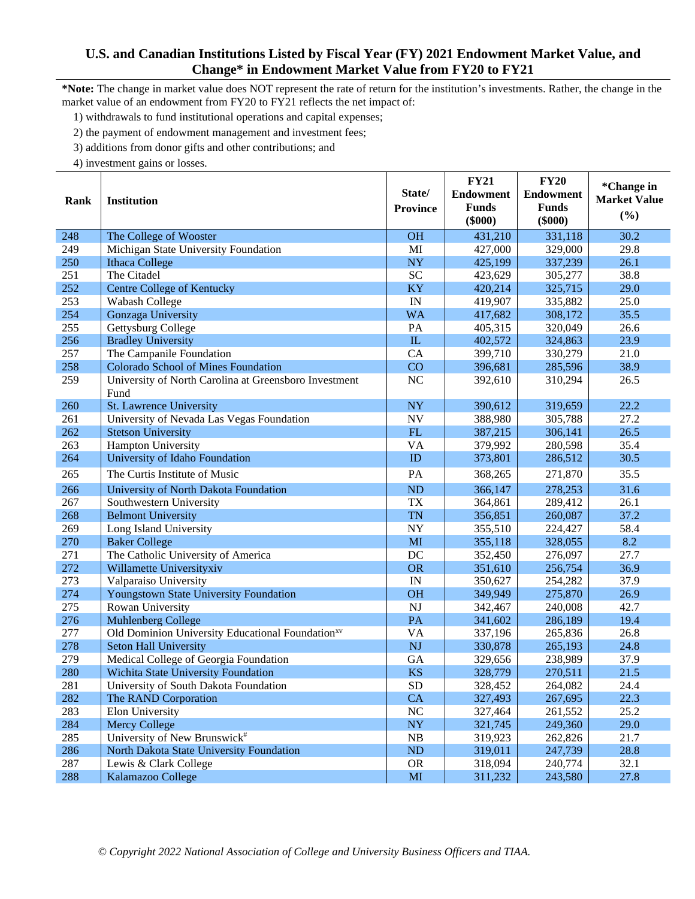## U.S. and Canadian Institutions Listed by Fiscal Year (FY) 2021 Endowment Market Value, and Change* in Endowment Market Value from FY20 to FY21

***Note:** The change in market value does NOT represent the rate of return for the institution's investments. Rather, the change in the market value of an endowment from FY20 to FY21 reflects the net impact of:

1) withdrawals to fund institutional operations and capital expenses;
2) the payment of endowment management and investment fees;
3) additions from donor gifts and other contributions; and
4) investment gains or losses.

| Rank | Institution | State/ Province | FY21 Endowment Funds ($000) | FY20 Endowment Funds ($000) | *Change in Market Value (%) |
|---|---|---|---|---|---|
| 248 | The College of Wooster | OH | 431,210 | 331,118 | 30.2 |
| 249 | Michigan State University Foundation | MI | 427,000 | 329,000 | 29.8 |
| 250 | Ithaca College | NY | 425,199 | 337,239 | 26.1 |
| 251 | The Citadel | SC | 423,629 | 305,277 | 38.8 |
| 252 | Centre College of Kentucky | KY | 420,214 | 325,715 | 29.0 |
| 253 | Wabash College | IN | 419,907 | 335,882 | 25.0 |
| 254 | Gonzaga University | WA | 417,682 | 308,172 | 35.5 |
| 255 | Gettysburg College | PA | 405,315 | 320,049 | 26.6 |
| 256 | Bradley University | IL | 402,572 | 324,863 | 23.9 |
| 257 | The Campanile Foundation | CA | 399,710 | 330,279 | 21.0 |
| 258 | Colorado School of Mines Foundation | CO | 396,681 | 285,596 | 38.9 |
| 259 | University of North Carolina at Greensboro Investment Fund | NC | 392,610 | 310,294 | 26.5 |
| 260 | St. Lawrence University | NY | 390,612 | 319,659 | 22.2 |
| 261 | University of Nevada Las Vegas Foundation | NV | 388,980 | 305,788 | 27.2 |
| 262 | Stetson University | FL | 387,215 | 306,141 | 26.5 |
| 263 | Hampton University | VA | 379,992 | 280,598 | 35.4 |
| 264 | University of Idaho Foundation | ID | 373,801 | 286,512 | 30.5 |
| 265 | The Curtis Institute of Music | PA | 368,265 | 271,870 | 35.5 |
| 266 | University of North Dakota Foundation | ND | 366,147 | 278,253 | 31.6 |
| 267 | Southwestern University | TX | 364,861 | 289,412 | 26.1 |
| 268 | Belmont University | TN | 356,851 | 260,087 | 37.2 |
| 269 | Long Island University | NY | 355,510 | 224,427 | 58.4 |
| 270 | Baker College | MI | 355,118 | 328,055 | 8.2 |
| 271 | The Catholic University of America | DC | 352,450 | 276,097 | 27.7 |
| 272 | Willamette Universityxiv | OR | 351,610 | 256,754 | 36.9 |
| 273 | Valparaiso University | IN | 350,627 | 254,282 | 37.9 |
| 274 | Youngstown State University Foundation | OH | 349,949 | 275,870 | 26.9 |
| 275 | Rowan University | NJ | 342,467 | 240,008 | 42.7 |
| 276 | Muhlenberg College | PA | 341,602 | 286,189 | 19.4 |
| 277 | Old Dominion University Educational Foundation[xv] | VA | 337,196 | 265,836 | 26.8 |
| 278 | Seton Hall University | NJ | 330,878 | 265,193 | 24.8 |
| 279 | Medical College of Georgia Foundation | GA | 329,656 | 238,989 | 37.9 |
| 280 | Wichita State University Foundation | KS | 328,779 | 270,511 | 21.5 |
| 281 | University of South Dakota Foundation | SD | 328,452 | 264,082 | 24.4 |
| 282 | The RAND Corporation | CA | 327,493 | 267,695 | 22.3 |
| 283 | Elon University | NC | 327,464 | 261,552 | 25.2 |
| 284 | Mercy College | NY | 321,745 | 249,360 | 29.0 |
| 285 | University of New Brunswick[#] | NB | 319,923 | 262,826 | 21.7 |
| 286 | North Dakota State University Foundation | ND | 319,011 | 247,739 | 28.8 |
| 287 | Lewis & Clark College | OR | 318,094 | 240,774 | 32.1 |
| 288 | Kalamazoo College | MI | 311,232 | 243,580 | 27.8 |

*© Copyright 2022 National Association of College and University Business Officers and TIAA.*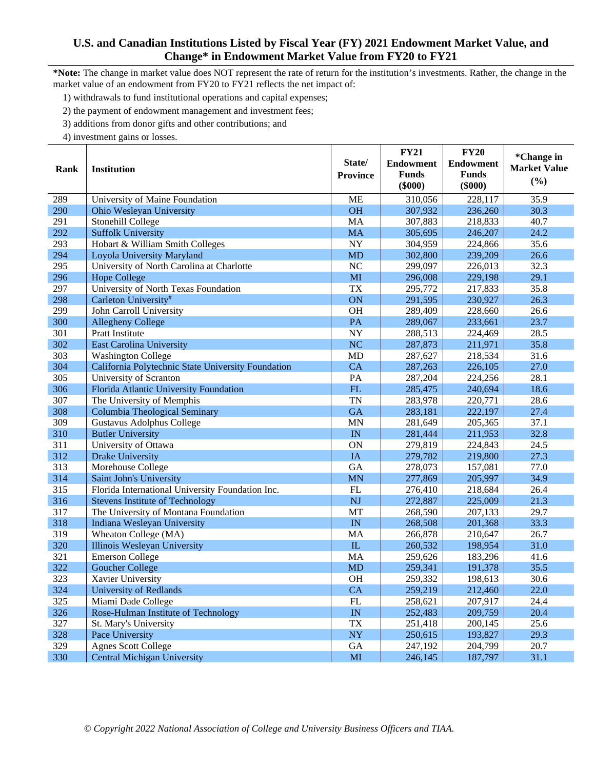# U.S. and Canadian Institutions Listed by Fiscal Year (FY) 2021 Endowment Market Value, and Change* in Endowment Market Value from FY20 to FY21

***Note:** The change in market value does NOT represent the rate of return for the institution's investments. Rather, the change in the market value of an endowment from FY20 to FY21 reflects the net impact of:

1) withdrawals to fund institutional operations and capital expenses;
2) the payment of endowment management and investment fees;
3) additions from donor gifts and other contributions; and
4) investment gains or losses.

| Rank | Institution | State/ Province | FY21 Endowment Funds ($000) | FY20 Endowment Funds ($000) | *Change in Market Value (%) |
|---|---|---|---|---|---|
| 289 | University of Maine Foundation | ME | 310,056 | 228,117 | 35.9 |
| 290 | Ohio Wesleyan University | OH | 307,932 | 236,260 | 30.3 |
| 291 | Stonehill College | MA | 307,883 | 218,833 | 40.7 |
| 292 | Suffolk University | MA | 305,695 | 246,207 | 24.2 |
| 293 | Hobart & William Smith Colleges | NY | 304,959 | 224,866 | 35.6 |
| 294 | Loyola University Maryland | MD | 302,800 | 239,209 | 26.6 |
| 295 | University of North Carolina at Charlotte | NC | 299,097 | 226,013 | 32.3 |
| 296 | Hope College | MI | 296,008 | 229,198 | 29.1 |
| 297 | University of North Texas Foundation | TX | 295,772 | 217,833 | 35.8 |
| 298 | Carleton University[#] | ON | 291,595 | 230,927 | 26.3 |
| 299 | John Carroll University | OH | 289,409 | 228,660 | 26.6 |
| 300 | Allegheny College | PA | 289,067 | 233,661 | 23.7 |
| 301 | Pratt Institute | NY | 288,513 | 224,469 | 28.5 |
| 302 | East Carolina University | NC | 287,873 | 211,971 | 35.8 |
| 303 | Washington College | MD | 287,627 | 218,534 | 31.6 |
| 304 | California Polytechnic State University Foundation | CA | 287,263 | 226,105 | 27.0 |
| 305 | University of Scranton | PA | 287,204 | 224,256 | 28.1 |
| 306 | Florida Atlantic University Foundation | FL | 285,475 | 240,694 | 18.6 |
| 307 | The University of Memphis | TN | 283,978 | 220,771 | 28.6 |
| 308 | Columbia Theological Seminary | GA | 283,181 | 222,197 | 27.4 |
| 309 | Gustavus Adolphus College | MN | 281,649 | 205,365 | 37.1 |
| 310 | Butler University | IN | 281,444 | 211,953 | 32.8 |
| 311 | University of Ottawa | ON | 279,819 | 224,843 | 24.5 |
| 312 | Drake University | IA | 279,782 | 219,800 | 27.3 |
| 313 | Morehouse College | GA | 278,073 | 157,081 | 77.0 |
| 314 | Saint John's University | MN | 277,869 | 205,997 | 34.9 |
| 315 | Florida International University Foundation Inc. | FL | 276,410 | 218,684 | 26.4 |
| 316 | Stevens Institute of Technology | NJ | 272,887 | 225,009 | 21.3 |
| 317 | The University of Montana Foundation | MT | 268,590 | 207,133 | 29.7 |
| 318 | Indiana Wesleyan University | IN | 268,508 | 201,368 | 33.3 |
| 319 | Wheaton College (MA) | MA | 266,878 | 210,647 | 26.7 |
| 320 | Illinois Wesleyan University | IL | 260,532 | 198,954 | 31.0 |
| 321 | Emerson College | MA | 259,626 | 183,296 | 41.6 |
| 322 | Goucher College | MD | 259,341 | 191,378 | 35.5 |
| 323 | Xavier University | OH | 259,332 | 198,613 | 30.6 |
| 324 | University of Redlands | CA | 259,219 | 212,460 | 22.0 |
| 325 | Miami Dade College | FL | 258,621 | 207,917 | 24.4 |
| 326 | Rose-Hulman Institute of Technology | IN | 252,483 | 209,759 | 20.4 |
| 327 | St. Mary's University | TX | 251,418 | 200,145 | 25.6 |
| 328 | Pace University | NY | 250,615 | 193,827 | 29.3 |
| 329 | Agnes Scott College | GA | 247,192 | 204,799 | 20.7 |
| 330 | Central Michigan University | MI | 246,145 | 187,797 | 31.1 |

*© Copyright 2022 National Association of College and University Business Officers and TIAA.*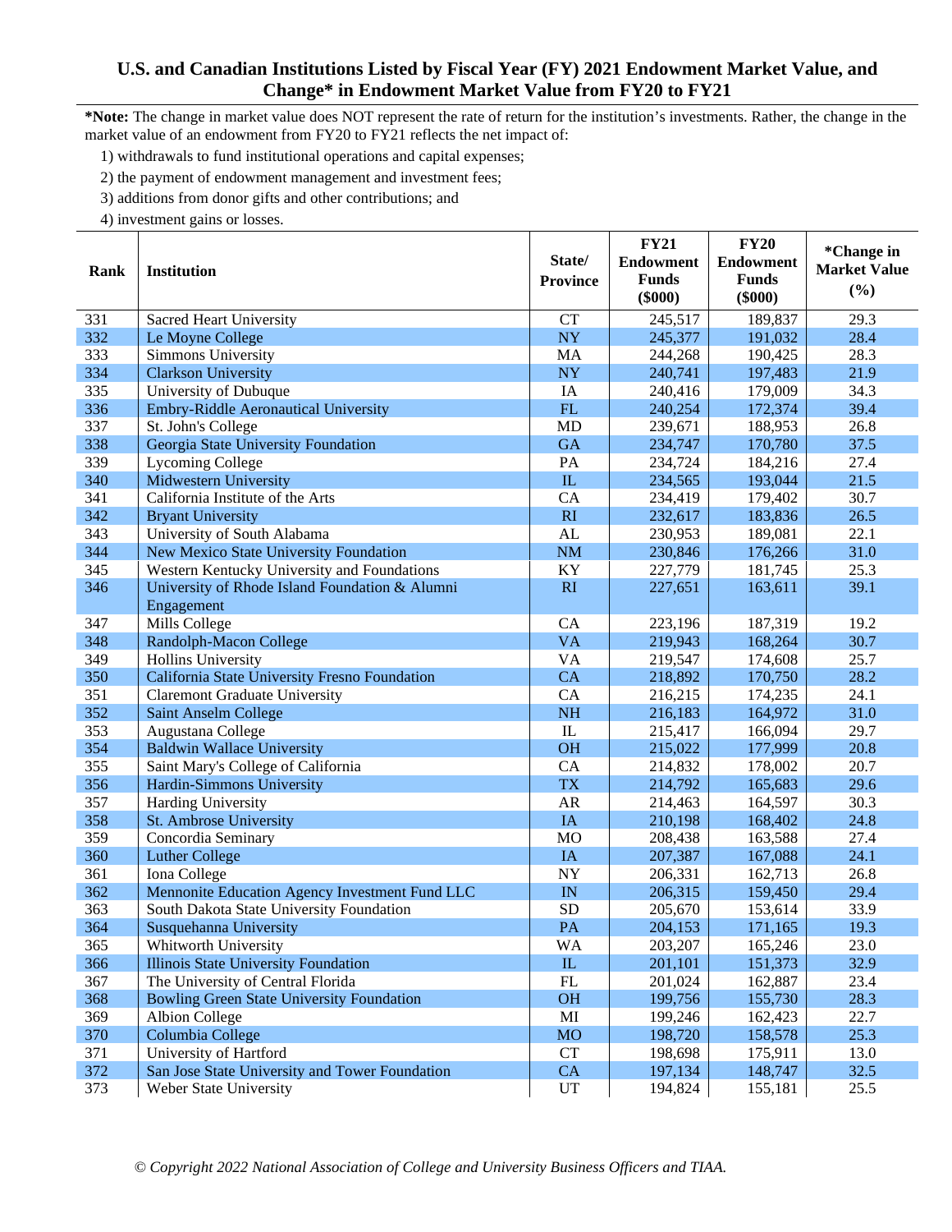# U.S. and Canadian Institutions Listed by Fiscal Year (FY) 2021 Endowment Market Value, and Change* in Endowment Market Value from FY20 to FY21

***Note:** The change in market value does NOT represent the rate of return for the institution's investments. Rather, the change in the market value of an endowment from FY20 to FY21 reflects the net impact of:

1) withdrawals to fund institutional operations and capital expenses;
2) the payment of endowment management and investment fees;
3) additions from donor gifts and other contributions; and
4) investment gains or losses.

| Rank | Institution | State/ Province | FY21 Endowment Funds ($000) | FY20 Endowment Funds ($000) | *Change in Market Value (%) |
|---|---|---|---|---|---|
| 331 | Sacred Heart University | CT | 245,517 | 189,837 | 29.3 |
| 332 | Le Moyne College | NY | 245,377 | 191,032 | 28.4 |
| 333 | Simmons University | MA | 244,268 | 190,425 | 28.3 |
| 334 | Clarkson University | NY | 240,741 | 197,483 | 21.9 |
| 335 | University of Dubuque | IA | 240,416 | 179,009 | 34.3 |
| 336 | Embry-Riddle Aeronautical University | FL | 240,254 | 172,374 | 39.4 |
| 337 | St. John's College | MD | 239,671 | 188,953 | 26.8 |
| 338 | Georgia State University Foundation | GA | 234,747 | 170,780 | 37.5 |
| 339 | Lycoming College | PA | 234,724 | 184,216 | 27.4 |
| 340 | Midwestern University | IL | 234,565 | 193,044 | 21.5 |
| 341 | California Institute of the Arts | CA | 234,419 | 179,402 | 30.7 |
| 342 | Bryant University | RI | 232,617 | 183,836 | 26.5 |
| 343 | University of South Alabama | AL | 230,953 | 189,081 | 22.1 |
| 344 | New Mexico State University Foundation | NM | 230,846 | 176,266 | 31.0 |
| 345 | Western Kentucky University and Foundations | KY | 227,779 | 181,745 | 25.3 |
| 346 | University of Rhode Island Foundation & Alumni Engagement | RI | 227,651 | 163,611 | 39.1 |
| 347 | Mills College | CA | 223,196 | 187,319 | 19.2 |
| 348 | Randolph-Macon College | VA | 219,943 | 168,264 | 30.7 |
| 349 | Hollins University | VA | 219,547 | 174,608 | 25.7 |
| 350 | California State University Fresno Foundation | CA | 218,892 | 170,750 | 28.2 |
| 351 | Claremont Graduate University | CA | 216,215 | 174,235 | 24.1 |
| 352 | Saint Anselm College | NH | 216,183 | 164,972 | 31.0 |
| 353 | Augustana College | IL | 215,417 | 166,094 | 29.7 |
| 354 | Baldwin Wallace University | OH | 215,022 | 177,999 | 20.8 |
| 355 | Saint Mary's College of California | CA | 214,832 | 178,002 | 20.7 |
| 356 | Hardin-Simmons University | TX | 214,792 | 165,683 | 29.6 |
| 357 | Harding University | AR | 214,463 | 164,597 | 30.3 |
| 358 | St. Ambrose University | IA | 210,198 | 168,402 | 24.8 |
| 359 | Concordia Seminary | MO | 208,438 | 163,588 | 27.4 |
| 360 | Luther College | IA | 207,387 | 167,088 | 24.1 |
| 361 | Iona College | NY | 206,331 | 162,713 | 26.8 |
| 362 | Mennonite Education Agency Investment Fund LLC | IN | 206,315 | 159,450 | 29.4 |
| 363 | South Dakota State University Foundation | SD | 205,670 | 153,614 | 33.9 |
| 364 | Susquehanna University | PA | 204,153 | 171,165 | 19.3 |
| 365 | Whitworth University | WA | 203,207 | 165,246 | 23.0 |
| 366 | Illinois State University Foundation | IL | 201,101 | 151,373 | 32.9 |
| 367 | The University of Central Florida | FL | 201,024 | 162,887 | 23.4 |
| 368 | Bowling Green State University Foundation | OH | 199,756 | 155,730 | 28.3 |
| 369 | Albion College | MI | 199,246 | 162,423 | 22.7 |
| 370 | Columbia College | MO | 198,720 | 158,578 | 25.3 |
| 371 | University of Hartford | CT | 198,698 | 175,911 | 13.0 |
| 372 | San Jose State University and Tower Foundation | CA | 197,134 | 148,747 | 32.5 |
| 373 | Weber State University | UT | 194,824 | 155,181 | 25.5 |

*© Copyright 2022 National Association of College and University Business Officers and TIAA.*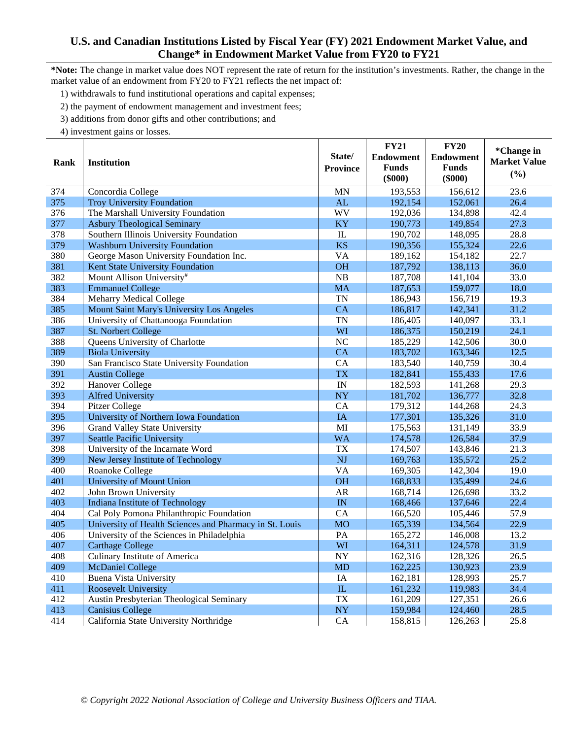# U.S. and Canadian Institutions Listed by Fiscal Year (FY) 2021 Endowment Market Value, and Change* in Endowment Market Value from FY20 to FY21

***Note:** The change in market value does NOT represent the rate of return for the institution's investments. Rather, the change in the market value of an endowment from FY20 to FY21 reflects the net impact of:

1) withdrawals to fund institutional operations and capital expenses;
2) the payment of endowment management and investment fees;
3) additions from donor gifts and other contributions; and
4) investment gains or losses.

| Rank | Institution | State/ Province | FY21 Endowment Funds ($000) | FY20 Endowment Funds ($000) | *Change in Market Value (%) |
|---|---|---|---|---|---|
| 374 | Concordia College | MN | 193,553 | 156,612 | 23.6 |
| 375 | Troy University Foundation | AL | 192,154 | 152,061 | 26.4 |
| 376 | The Marshall University Foundation | WV | 192,036 | 134,898 | 42.4 |
| 377 | Asbury Theological Seminary | KY | 190,773 | 149,854 | 27.3 |
| 378 | Southern Illinois University Foundation | IL | 190,702 | 148,095 | 28.8 |
| 379 | Washburn University Foundation | KS | 190,356 | 155,324 | 22.6 |
| 380 | George Mason University Foundation Inc. | VA | 189,162 | 154,182 | 22.7 |
| 381 | Kent State University Foundation | OH | 187,792 | 138,113 | 36.0 |
| 382 | Mount Allison University[#] | NB | 187,708 | 141,104 | 33.0 |
| 383 | Emmanuel College | MA | 187,653 | 159,077 | 18.0 |
| 384 | Meharry Medical College | TN | 186,943 | 156,719 | 19.3 |
| 385 | Mount Saint Mary's University Los Angeles | CA | 186,817 | 142,341 | 31.2 |
| 386 | University of Chattanooga Foundation | TN | 186,405 | 140,097 | 33.1 |
| 387 | St. Norbert College | WI | 186,375 | 150,219 | 24.1 |
| 388 | Queens University of Charlotte | NC | 185,229 | 142,506 | 30.0 |
| 389 | Biola University | CA | 183,702 | 163,346 | 12.5 |
| 390 | San Francisco State University Foundation | CA | 183,540 | 140,759 | 30.4 |
| 391 | Austin College | TX | 182,841 | 155,433 | 17.6 |
| 392 | Hanover College | IN | 182,593 | 141,268 | 29.3 |
| 393 | Alfred University | NY | 181,702 | 136,777 | 32.8 |
| 394 | Pitzer College | CA | 179,312 | 144,268 | 24.3 |
| 395 | University of Northern Iowa Foundation | IA | 177,301 | 135,326 | 31.0 |
| 396 | Grand Valley State University | MI | 175,563 | 131,149 | 33.9 |
| 397 | Seattle Pacific University | WA | 174,578 | 126,584 | 37.9 |
| 398 | University of the Incarnate Word | TX | 174,507 | 143,846 | 21.3 |
| 399 | New Jersey Institute of Technology | NJ | 169,763 | 135,572 | 25.2 |
| 400 | Roanoke College | VA | 169,305 | 142,304 | 19.0 |
| 401 | University of Mount Union | OH | 168,833 | 135,499 | 24.6 |
| 402 | John Brown University | AR | 168,714 | 126,698 | 33.2 |
| 403 | Indiana Institute of Technology | IN | 168,466 | 137,646 | 22.4 |
| 404 | Cal Poly Pomona Philanthropic Foundation | CA | 166,520 | 105,446 | 57.9 |
| 405 | University of Health Sciences and Pharmacy in St. Louis | MO | 165,339 | 134,564 | 22.9 |
| 406 | University of the Sciences in Philadelphia | PA | 165,272 | 146,008 | 13.2 |
| 407 | Carthage College | WI | 164,311 | 124,578 | 31.9 |
| 408 | Culinary Institute of America | NY | 162,316 | 128,326 | 26.5 |
| 409 | McDaniel College | MD | 162,225 | 130,923 | 23.9 |
| 410 | Buena Vista University | IA | 162,181 | 128,993 | 25.7 |
| 411 | Roosevelt University | IL | 161,232 | 119,983 | 34.4 |
| 412 | Austin Presbyterian Theological Seminary | TX | 161,209 | 127,351 | 26.6 |
| 413 | Canisius College | NY | 159,984 | 124,460 | 28.5 |
| 414 | California State University Northridge | CA | 158,815 | 126,263 | 25.8 |

*© Copyright 2022 National Association of College and University Business Officers and TIAA.*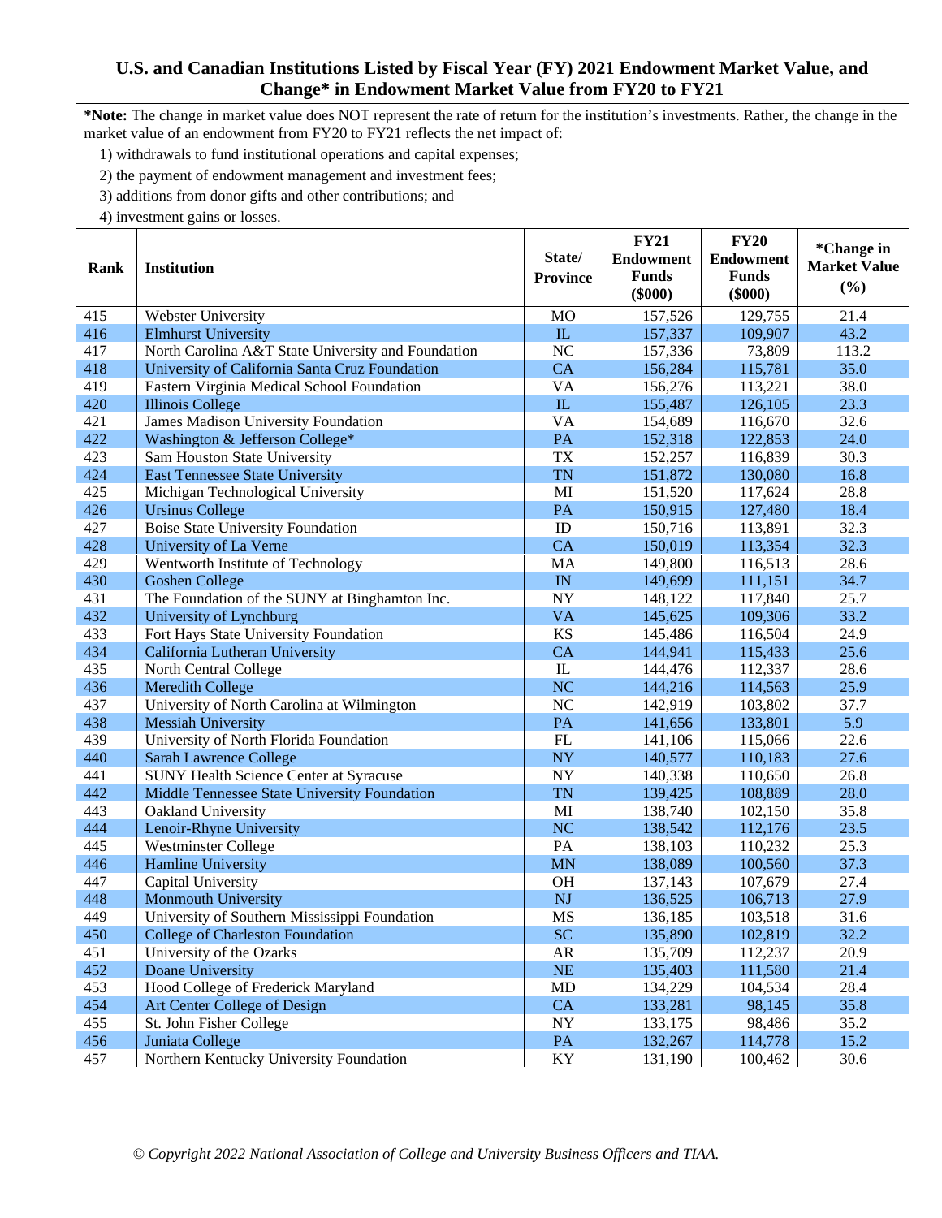## U.S. and Canadian Institutions Listed by Fiscal Year (FY) 2021 Endowment Market Value, and Change* in Endowment Market Value from FY20 to FY21

***Note:** The change in market value does NOT represent the rate of return for the institution's investments. Rather, the change in the market value of an endowment from FY20 to FY21 reflects the net impact of:

1) withdrawals to fund institutional operations and capital expenses;
2) the payment of endowment management and investment fees;
3) additions from donor gifts and other contributions; and
4) investment gains or losses.

| Rank | Institution | State/ Province | FY21 Endowment Funds ($000) | FY20 Endowment Funds ($000) | *Change in Market Value (%) |
|---|---|---|---|---|---|
| 415 | Webster University | MO | 157,526 | 129,755 | 21.4 |
| 416 | Elmhurst University | IL | 157,337 | 109,907 | 43.2 |
| 417 | North Carolina A&T State University and Foundation | NC | 157,336 | 73,809 | 113.2 |
| 418 | University of California Santa Cruz Foundation | CA | 156,284 | 115,781 | 35.0 |
| 419 | Eastern Virginia Medical School Foundation | VA | 156,276 | 113,221 | 38.0 |
| 420 | Illinois College | IL | 155,487 | 126,105 | 23.3 |
| 421 | James Madison University Foundation | VA | 154,689 | 116,670 | 32.6 |
| 422 | Washington & Jefferson College* | PA | 152,318 | 122,853 | 24.0 |
| 423 | Sam Houston State University | TX | 152,257 | 116,839 | 30.3 |
| 424 | East Tennessee State University | TN | 151,872 | 130,080 | 16.8 |
| 425 | Michigan Technological University | MI | 151,520 | 117,624 | 28.8 |
| 426 | Ursinus College | PA | 150,915 | 127,480 | 18.4 |
| 427 | Boise State University Foundation | ID | 150,716 | 113,891 | 32.3 |
| 428 | University of La Verne | CA | 150,019 | 113,354 | 32.3 |
| 429 | Wentworth Institute of Technology | MA | 149,800 | 116,513 | 28.6 |
| 430 | Goshen College | IN | 149,699 | 111,151 | 34.7 |
| 431 | The Foundation of the SUNY at Binghamton Inc. | NY | 148,122 | 117,840 | 25.7 |
| 432 | University of Lynchburg | VA | 145,625 | 109,306 | 33.2 |
| 433 | Fort Hays State University Foundation | KS | 145,486 | 116,504 | 24.9 |
| 434 | California Lutheran University | CA | 144,941 | 115,433 | 25.6 |
| 435 | North Central College | IL | 144,476 | 112,337 | 28.6 |
| 436 | Meredith College | NC | 144,216 | 114,563 | 25.9 |
| 437 | University of North Carolina at Wilmington | NC | 142,919 | 103,802 | 37.7 |
| 438 | Messiah University | PA | 141,656 | 133,801 | 5.9 |
| 439 | University of North Florida Foundation | FL | 141,106 | 115,066 | 22.6 |
| 440 | Sarah Lawrence College | NY | 140,577 | 110,183 | 27.6 |
| 441 | SUNY Health Science Center at Syracuse | NY | 140,338 | 110,650 | 26.8 |
| 442 | Middle Tennessee State University Foundation | TN | 139,425 | 108,889 | 28.0 |
| 443 | Oakland University | MI | 138,740 | 102,150 | 35.8 |
| 444 | Lenoir-Rhyne University | NC | 138,542 | 112,176 | 23.5 |
| 445 | Westminster College | PA | 138,103 | 110,232 | 25.3 |
| 446 | Hamline University | MN | 138,089 | 100,560 | 37.3 |
| 447 | Capital University | OH | 137,143 | 107,679 | 27.4 |
| 448 | Monmouth University | NJ | 136,525 | 106,713 | 27.9 |
| 449 | University of Southern Mississippi Foundation | MS | 136,185 | 103,518 | 31.6 |
| 450 | College of Charleston Foundation | SC | 135,890 | 102,819 | 32.2 |
| 451 | University of the Ozarks | AR | 135,709 | 112,237 | 20.9 |
| 452 | Doane University | NE | 135,403 | 111,580 | 21.4 |
| 453 | Hood College of Frederick Maryland | MD | 134,229 | 104,534 | 28.4 |
| 454 | Art Center College of Design | CA | 133,281 | 98,145 | 35.8 |
| 455 | St. John Fisher College | NY | 133,175 | 98,486 | 35.2 |
| 456 | Juniata College | PA | 132,267 | 114,778 | 15.2 |
| 457 | Northern Kentucky University Foundation | KY | 131,190 | 100,462 | 30.6 |

*© Copyright 2022 National Association of College and University Business Officers and TIAA.*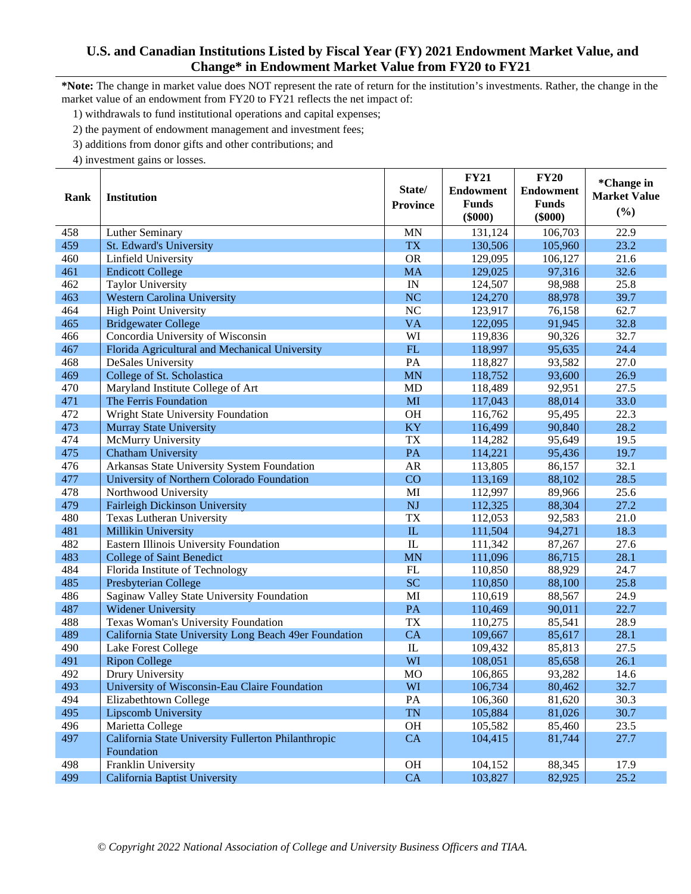## U.S. and Canadian Institutions Listed by Fiscal Year (FY) 2021 Endowment Market Value, and Change* in Endowment Market Value from FY20 to FY21

**\*Note:** The change in market value does NOT represent the rate of return for the institution's investments. Rather, the change in the market value of an endowment from FY20 to FY21 reflects the net impact of:

1) withdrawals to fund institutional operations and capital expenses;
2) the payment of endowment management and investment fees;
3) additions from donor gifts and other contributions; and
4) investment gains or losses.

| Rank | Institution | State/ Province | FY21 Endowment Funds ($000) | FY20 Endowment Funds ($000) | *Change in Market Value (%) |
|---|---|---|---|---|---|
| 458 | Luther Seminary | MN | 131,124 | 106,703 | 22.9 |
| 459 | St. Edward's University | TX | 130,506 | 105,960 | 23.2 |
| 460 | Linfield University | OR | 129,095 | 106,127 | 21.6 |
| 461 | Endicott College | MA | 129,025 | 97,316 | 32.6 |
| 462 | Taylor University | IN | 124,507 | 98,988 | 25.8 |
| 463 | Western Carolina University | NC | 124,270 | 88,978 | 39.7 |
| 464 | High Point University | NC | 123,917 | 76,158 | 62.7 |
| 465 | Bridgewater College | VA | 122,095 | 91,945 | 32.8 |
| 466 | Concordia University of Wisconsin | WI | 119,836 | 90,326 | 32.7 |
| 467 | Florida Agricultural and Mechanical University | FL | 118,997 | 95,635 | 24.4 |
| 468 | DeSales University | PA | 118,827 | 93,582 | 27.0 |
| 469 | College of St. Scholastica | MN | 118,752 | 93,600 | 26.9 |
| 470 | Maryland Institute College of Art | MD | 118,489 | 92,951 | 27.5 |
| 471 | The Ferris Foundation | MI | 117,043 | 88,014 | 33.0 |
| 472 | Wright State University Foundation | OH | 116,762 | 95,495 | 22.3 |
| 473 | Murray State University | KY | 116,499 | 90,840 | 28.2 |
| 474 | McMurry University | TX | 114,282 | 95,649 | 19.5 |
| 475 | Chatham University | PA | 114,221 | 95,436 | 19.7 |
| 476 | Arkansas State University System Foundation | AR | 113,805 | 86,157 | 32.1 |
| 477 | University of Northern Colorado Foundation | CO | 113,169 | 88,102 | 28.5 |
| 478 | Northwood University | MI | 112,997 | 89,966 | 25.6 |
| 479 | Fairleigh Dickinson University | NJ | 112,325 | 88,304 | 27.2 |
| 480 | Texas Lutheran University | TX | 112,053 | 92,583 | 21.0 |
| 481 | Millikin University | IL | 111,504 | 94,271 | 18.3 |
| 482 | Eastern Illinois University Foundation | IL | 111,342 | 87,267 | 27.6 |
| 483 | College of Saint Benedict | MN | 111,096 | 86,715 | 28.1 |
| 484 | Florida Institute of Technology | FL | 110,850 | 88,929 | 24.7 |
| 485 | Presbyterian College | SC | 110,850 | 88,100 | 25.8 |
| 486 | Saginaw Valley State University Foundation | MI | 110,619 | 88,567 | 24.9 |
| 487 | Widener University | PA | 110,469 | 90,011 | 22.7 |
| 488 | Texas Woman's University Foundation | TX | 110,275 | 85,541 | 28.9 |
| 489 | California State University Long Beach 49er Foundation | CA | 109,667 | 85,617 | 28.1 |
| 490 | Lake Forest College | IL | 109,432 | 85,813 | 27.5 |
| 491 | Ripon College | WI | 108,051 | 85,658 | 26.1 |
| 492 | Drury University | MO | 106,865 | 93,282 | 14.6 |
| 493 | University of Wisconsin-Eau Claire Foundation | WI | 106,734 | 80,462 | 32.7 |
| 494 | Elizabethtown College | PA | 106,360 | 81,620 | 30.3 |
| 495 | Lipscomb University | TN | 105,884 | 81,026 | 30.7 |
| 496 | Marietta College | OH | 105,582 | 85,460 | 23.5 |
| 497 | California State University Fullerton Philanthropic Foundation | CA | 104,415 | 81,744 | 27.7 |
| 498 | Franklin University | OH | 104,152 | 88,345 | 17.9 |
| 499 | California Baptist University | CA | 103,827 | 82,925 | 25.2 |

*© Copyright 2022 National Association of College and University Business Officers and TIAA.*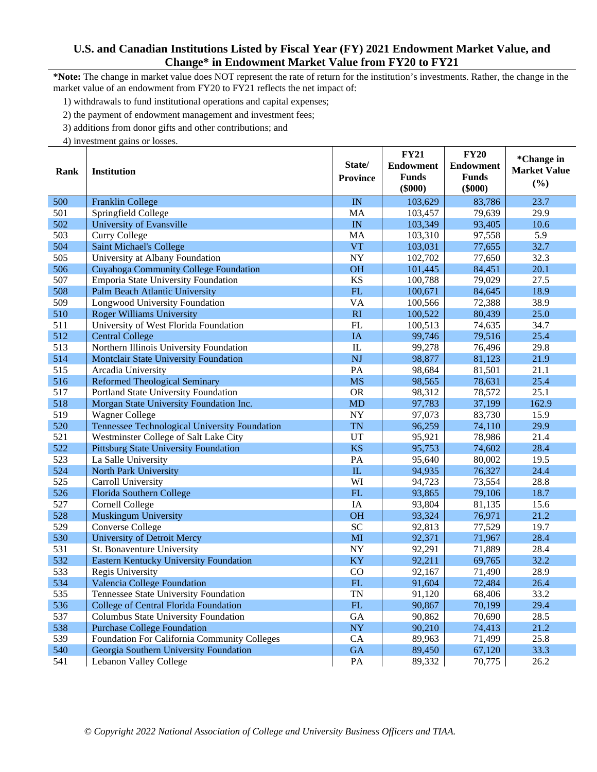## U.S. and Canadian Institutions Listed by Fiscal Year (FY) 2021 Endowment Market Value, and Change* in Endowment Market Value from FY20 to FY21

***Note:** The change in market value does NOT represent the rate of return for the institution's investments. Rather, the change in the market value of an endowment from FY20 to FY21 reflects the net impact of:

1) withdrawals to fund institutional operations and capital expenses;
2) the payment of endowment management and investment fees;
3) additions from donor gifts and other contributions; and
4) investment gains or losses.

| Rank | Institution | State/ Province | FY21 Endowment Funds ($000) | FY20 Endowment Funds ($000) | *Change in Market Value (%) |
|---|---|---|---|---|---|
| 500 | Franklin College | IN | 103,629 | 83,786 | 23.7 |
| 501 | Springfield College | MA | 103,457 | 79,639 | 29.9 |
| 502 | University of Evansville | IN | 103,349 | 93,405 | 10.6 |
| 503 | Curry College | MA | 103,310 | 97,558 | 5.9 |
| 504 | Saint Michael's College | VT | 103,031 | 77,655 | 32.7 |
| 505 | University at Albany Foundation | NY | 102,702 | 77,650 | 32.3 |
| 506 | Cuyahoga Community College Foundation | OH | 101,445 | 84,451 | 20.1 |
| 507 | Emporia State University Foundation | KS | 100,788 | 79,029 | 27.5 |
| 508 | Palm Beach Atlantic University | FL | 100,671 | 84,645 | 18.9 |
| 509 | Longwood University Foundation | VA | 100,566 | 72,388 | 38.9 |
| 510 | Roger Williams University | RI | 100,522 | 80,439 | 25.0 |
| 511 | University of West Florida Foundation | FL | 100,513 | 74,635 | 34.7 |
| 512 | Central College | IA | 99,746 | 79,516 | 25.4 |
| 513 | Northern Illinois University Foundation | IL | 99,278 | 76,496 | 29.8 |
| 514 | Montclair State University Foundation | NJ | 98,877 | 81,123 | 21.9 |
| 515 | Arcadia University | PA | 98,684 | 81,501 | 21.1 |
| 516 | Reformed Theological Seminary | MS | 98,565 | 78,631 | 25.4 |
| 517 | Portland State University Foundation | OR | 98,312 | 78,572 | 25.1 |
| 518 | Morgan State University Foundation Inc. | MD | 97,783 | 37,199 | 162.9 |
| 519 | Wagner College | NY | 97,073 | 83,730 | 15.9 |
| 520 | Tennessee Technological University Foundation | TN | 96,259 | 74,110 | 29.9 |
| 521 | Westminster College of Salt Lake City | UT | 95,921 | 78,986 | 21.4 |
| 522 | Pittsburg State University Foundation | KS | 95,753 | 74,602 | 28.4 |
| 523 | La Salle University | PA | 95,640 | 80,002 | 19.5 |
| 524 | North Park University | IL | 94,935 | 76,327 | 24.4 |
| 525 | Carroll University | WI | 94,723 | 73,554 | 28.8 |
| 526 | Florida Southern College | FL | 93,865 | 79,106 | 18.7 |
| 527 | Cornell College | IA | 93,804 | 81,135 | 15.6 |
| 528 | Muskingum University | OH | 93,324 | 76,971 | 21.2 |
| 529 | Converse College | SC | 92,813 | 77,529 | 19.7 |
| 530 | University of Detroit Mercy | MI | 92,371 | 71,967 | 28.4 |
| 531 | St. Bonaventure University | NY | 92,291 | 71,889 | 28.4 |
| 532 | Eastern Kentucky University Foundation | KY | 92,211 | 69,765 | 32.2 |
| 533 | Regis University | CO | 92,167 | 71,490 | 28.9 |
| 534 | Valencia College Foundation | FL | 91,604 | 72,484 | 26.4 |
| 535 | Tennessee State University Foundation | TN | 91,120 | 68,406 | 33.2 |
| 536 | College of Central Florida Foundation | FL | 90,867 | 70,199 | 29.4 |
| 537 | Columbus State University Foundation | GA | 90,862 | 70,690 | 28.5 |
| 538 | Purchase College Foundation | NY | 90,210 | 74,413 | 21.2 |
| 539 | Foundation For California Community Colleges | CA | 89,963 | 71,499 | 25.8 |
| 540 | Georgia Southern University Foundation | GA | 89,450 | 67,120 | 33.3 |
| 541 | Lebanon Valley College | PA | 89,332 | 70,775 | 26.2 |

*© Copyright 2022 National Association of College and University Business Officers and TIAA.*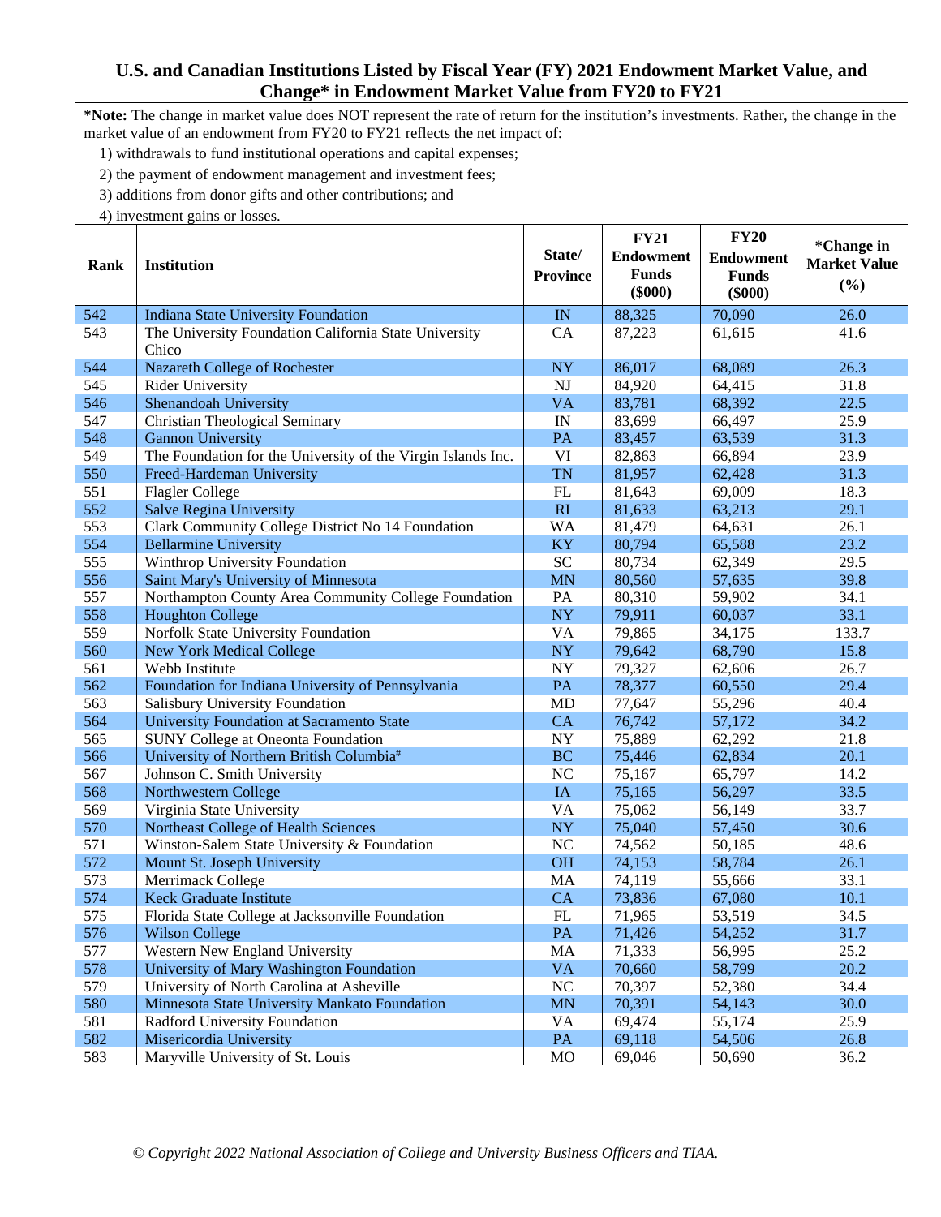# U.S. and Canadian Institutions Listed by Fiscal Year (FY) 2021 Endowment Market Value, and Change* in Endowment Market Value from FY20 to FY21

***Note:** The change in market value does NOT represent the rate of return for the institution's investments. Rather, the change in the market value of an endowment from FY20 to FY21 reflects the net impact of:

1) withdrawals to fund institutional operations and capital expenses;
2) the payment of endowment management and investment fees;
3) additions from donor gifts and other contributions; and
4) investment gains or losses.

| Rank | Institution | State/ Province | FY21 Endowment Funds ($000) | FY20 Endowment Funds ($000) | *Change in Market Value (%) |
|---|---|---|---|---|---|
| 542 | Indiana State University Foundation | IN | 88,325 | 70,090 | 26.0 |
| 543 | The University Foundation California State University Chico | CA | 87,223 | 61,615 | 41.6 |
| 544 | Nazareth College of Rochester | NY | 86,017 | 68,089 | 26.3 |
| 545 | Rider University | NJ | 84,920 | 64,415 | 31.8 |
| 546 | Shenandoah University | VA | 83,781 | 68,392 | 22.5 |
| 547 | Christian Theological Seminary | IN | 83,699 | 66,497 | 25.9 |
| 548 | Gannon University | PA | 83,457 | 63,539 | 31.3 |
| 549 | The Foundation for the University of the Virgin Islands Inc. | VI | 82,863 | 66,894 | 23.9 |
| 550 | Freed-Hardeman University | TN | 81,957 | 62,428 | 31.3 |
| 551 | Flagler College | FL | 81,643 | 69,009 | 18.3 |
| 552 | Salve Regina University | RI | 81,633 | 63,213 | 29.1 |
| 553 | Clark Community College District No 14 Foundation | WA | 81,479 | 64,631 | 26.1 |
| 554 | Bellarmine University | KY | 80,794 | 65,588 | 23.2 |
| 555 | Winthrop University Foundation | SC | 80,734 | 62,349 | 29.5 |
| 556 | Saint Mary's University of Minnesota | MN | 80,560 | 57,635 | 39.8 |
| 557 | Northampton County Area Community College Foundation | PA | 80,310 | 59,902 | 34.1 |
| 558 | Houghton College | NY | 79,911 | 60,037 | 33.1 |
| 559 | Norfolk State University Foundation | VA | 79,865 | 34,175 | 133.7 |
| 560 | New York Medical College | NY | 79,642 | 68,790 | 15.8 |
| 561 | Webb Institute | NY | 79,327 | 62,606 | 26.7 |
| 562 | Foundation for Indiana University of Pennsylvania | PA | 78,377 | 60,550 | 29.4 |
| 563 | Salisbury University Foundation | MD | 77,647 | 55,296 | 40.4 |
| 564 | University Foundation at Sacramento State | CA | 76,742 | 57,172 | 34.2 |
| 565 | SUNY College at Oneonta Foundation | NY | 75,889 | 62,292 | 21.8 |
| 566 | University of Northern British Columbia# | BC | 75,446 | 62,834 | 20.1 |
| 567 | Johnson C. Smith University | NC | 75,167 | 65,797 | 14.2 |
| 568 | Northwestern College | IA | 75,165 | 56,297 | 33.5 |
| 569 | Virginia State University | VA | 75,062 | 56,149 | 33.7 |
| 570 | Northeast College of Health Sciences | NY | 75,040 | 57,450 | 30.6 |
| 571 | Winston-Salem State University & Foundation | NC | 74,562 | 50,185 | 48.6 |
| 572 | Mount St. Joseph University | OH | 74,153 | 58,784 | 26.1 |
| 573 | Merrimack College | MA | 74,119 | 55,666 | 33.1 |
| 574 | Keck Graduate Institute | CA | 73,836 | 67,080 | 10.1 |
| 575 | Florida State College at Jacksonville Foundation | FL | 71,965 | 53,519 | 34.5 |
| 576 | Wilson College | PA | 71,426 | 54,252 | 31.7 |
| 577 | Western New England University | MA | 71,333 | 56,995 | 25.2 |
| 578 | University of Mary Washington Foundation | VA | 70,660 | 58,799 | 20.2 |
| 579 | University of North Carolina at Asheville | NC | 70,397 | 52,380 | 34.4 |
| 580 | Minnesota State University Mankato Foundation | MN | 70,391 | 54,143 | 30.0 |
| 581 | Radford University Foundation | VA | 69,474 | 55,174 | 25.9 |
| 582 | Misericordia University | PA | 69,118 | 54,506 | 26.8 |
| 583 | Maryville University of St. Louis | MO | 69,046 | 50,690 | 36.2 |

*© Copyright 2022 National Association of College and University Business Officers and TIAA.*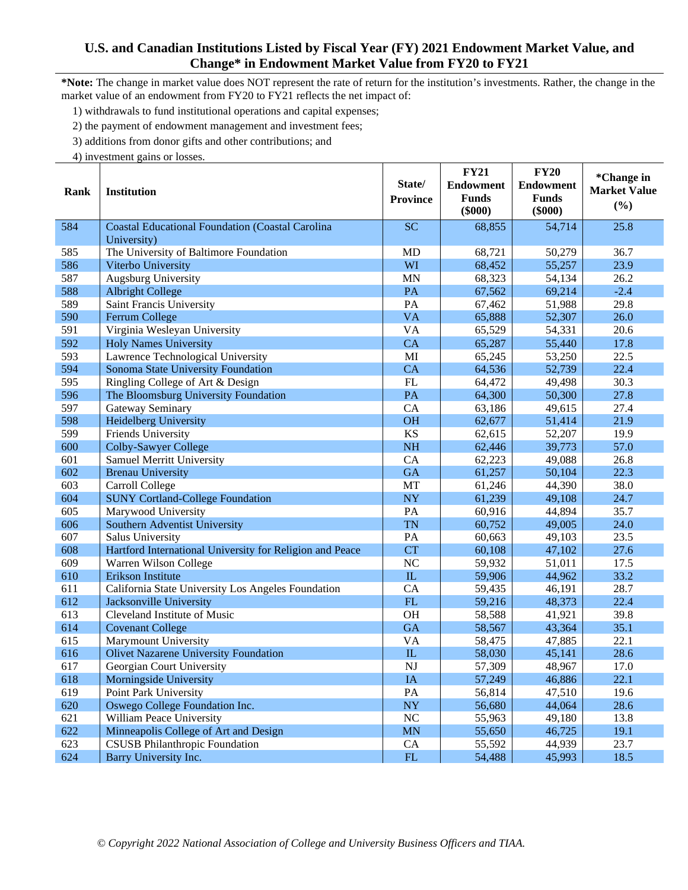# U.S. and Canadian Institutions Listed by Fiscal Year (FY) 2021 Endowment Market Value, and Change* in Endowment Market Value from FY20 to FY21

***Note:** The change in market value does NOT represent the rate of return for the institution's investments. Rather, the change in the market value of an endowment from FY20 to FY21 reflects the net impact of:

1) withdrawals to fund institutional operations and capital expenses;
2) the payment of endowment management and investment fees;
3) additions from donor gifts and other contributions; and
4) investment gains or losses.

| Rank | Institution | State/ Province | FY21 Endowment Funds ($000) | FY20 Endowment Funds ($000) | *Change in Market Value (%) |
|---|---|---|---|---|---|
| 584 | Coastal Educational Foundation (Coastal Carolina University) | SC | 68,855 | 54,714 | 25.8 |
| 585 | The University of Baltimore Foundation | MD | 68,721 | 50,279 | 36.7 |
| 586 | Viterbo University | WI | 68,452 | 55,257 | 23.9 |
| 587 | Augsburg University | MN | 68,323 | 54,134 | 26.2 |
| 588 | Albright College | PA | 67,562 | 69,214 | -2.4 |
| 589 | Saint Francis University | PA | 67,462 | 51,988 | 29.8 |
| 590 | Ferrum College | VA | 65,888 | 52,307 | 26.0 |
| 591 | Virginia Wesleyan University | VA | 65,529 | 54,331 | 20.6 |
| 592 | Holy Names University | CA | 65,287 | 55,440 | 17.8 |
| 593 | Lawrence Technological University | MI | 65,245 | 53,250 | 22.5 |
| 594 | Sonoma State University Foundation | CA | 64,536 | 52,739 | 22.4 |
| 595 | Ringling College of Art & Design | FL | 64,472 | 49,498 | 30.3 |
| 596 | The Bloomsburg University Foundation | PA | 64,300 | 50,300 | 27.8 |
| 597 | Gateway Seminary | CA | 63,186 | 49,615 | 27.4 |
| 598 | Heidelberg University | OH | 62,677 | 51,414 | 21.9 |
| 599 | Friends University | KS | 62,615 | 52,207 | 19.9 |
| 600 | Colby-Sawyer College | NH | 62,446 | 39,773 | 57.0 |
| 601 | Samuel Merritt University | CA | 62,223 | 49,088 | 26.8 |
| 602 | Brenau University | GA | 61,257 | 50,104 | 22.3 |
| 603 | Carroll College | MT | 61,246 | 44,390 | 38.0 |
| 604 | SUNY Cortland-College Foundation | NY | 61,239 | 49,108 | 24.7 |
| 605 | Marywood University | PA | 60,916 | 44,894 | 35.7 |
| 606 | Southern Adventist University | TN | 60,752 | 49,005 | 24.0 |
| 607 | Salus University | PA | 60,663 | 49,103 | 23.5 |
| 608 | Hartford International University for Religion and Peace | CT | 60,108 | 47,102 | 27.6 |
| 609 | Warren Wilson College | NC | 59,932 | 51,011 | 17.5 |
| 610 | Erikson Institute | IL | 59,906 | 44,962 | 33.2 |
| 611 | California State University Los Angeles Foundation | CA | 59,435 | 46,191 | 28.7 |
| 612 | Jacksonville University | FL | 59,216 | 48,373 | 22.4 |
| 613 | Cleveland Institute of Music | OH | 58,588 | 41,921 | 39.8 |
| 614 | Covenant College | GA | 58,567 | 43,364 | 35.1 |
| 615 | Marymount University | VA | 58,475 | 47,885 | 22.1 |
| 616 | Olivet Nazarene University Foundation | IL | 58,030 | 45,141 | 28.6 |
| 617 | Georgian Court University | NJ | 57,309 | 48,967 | 17.0 |
| 618 | Morningside University | IA | 57,249 | 46,886 | 22.1 |
| 619 | Point Park University | PA | 56,814 | 47,510 | 19.6 |
| 620 | Oswego College Foundation Inc. | NY | 56,680 | 44,064 | 28.6 |
| 621 | William Peace University | NC | 55,963 | 49,180 | 13.8 |
| 622 | Minneapolis College of Art and Design | MN | 55,650 | 46,725 | 19.1 |
| 623 | CSUSB Philanthropic Foundation | CA | 55,592 | 44,939 | 23.7 |
| 624 | Barry University Inc. | FL | 54,488 | 45,993 | 18.5 |

*© Copyright 2022 National Association of College and University Business Officers and TIAA.*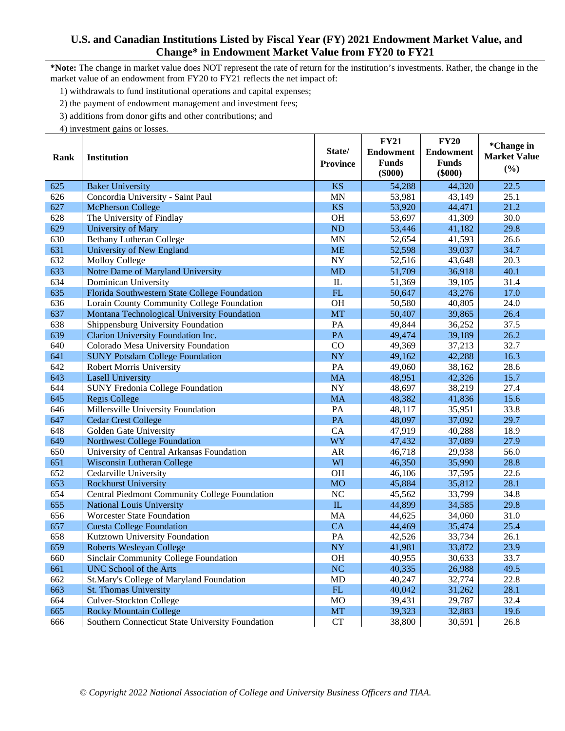## U.S. and Canadian Institutions Listed by Fiscal Year (FY) 2021 Endowment Market Value, and Change* in Endowment Market Value from FY20 to FY21

***Note:** The change in market value does NOT represent the rate of return for the institution's investments. Rather, the change in the market value of an endowment from FY20 to FY21 reflects the net impact of:

1) withdrawals to fund institutional operations and capital expenses;
2) the payment of endowment management and investment fees;
3) additions from donor gifts and other contributions; and
4) investment gains or losses.

| Rank | Institution | State/ Province | FY21 Endowment Funds ($000) | FY20 Endowment Funds ($000) | *Change in Market Value (%) |
|---|---|---|---|---|---|
| 625 | Baker University | KS | 54,288 | 44,320 | 22.5 |
| 626 | Concordia University - Saint Paul | MN | 53,981 | 43,149 | 25.1 |
| 627 | McPherson College | KS | 53,920 | 44,471 | 21.2 |
| 628 | The University of Findlay | OH | 53,697 | 41,309 | 30.0 |
| 629 | University of Mary | ND | 53,446 | 41,182 | 29.8 |
| 630 | Bethany Lutheran College | MN | 52,654 | 41,593 | 26.6 |
| 631 | University of New England | ME | 52,598 | 39,037 | 34.7 |
| 632 | Molloy College | NY | 52,516 | 43,648 | 20.3 |
| 633 | Notre Dame of Maryland University | MD | 51,709 | 36,918 | 40.1 |
| 634 | Dominican University | IL | 51,369 | 39,105 | 31.4 |
| 635 | Florida Southwestern State College Foundation | FL | 50,647 | 43,276 | 17.0 |
| 636 | Lorain County Community College Foundation | OH | 50,580 | 40,805 | 24.0 |
| 637 | Montana Technological University Foundation | MT | 50,407 | 39,865 | 26.4 |
| 638 | Shippensburg University Foundation | PA | 49,844 | 36,252 | 37.5 |
| 639 | Clarion University Foundation Inc. | PA | 49,474 | 39,189 | 26.2 |
| 640 | Colorado Mesa University Foundation | CO | 49,369 | 37,213 | 32.7 |
| 641 | SUNY Potsdam College Foundation | NY | 49,162 | 42,288 | 16.3 |
| 642 | Robert Morris University | PA | 49,060 | 38,162 | 28.6 |
| 643 | Lasell University | MA | 48,951 | 42,326 | 15.7 |
| 644 | SUNY Fredonia College Foundation | NY | 48,697 | 38,219 | 27.4 |
| 645 | Regis College | MA | 48,382 | 41,836 | 15.6 |
| 646 | Millersville University Foundation | PA | 48,117 | 35,951 | 33.8 |
| 647 | Cedar Crest College | PA | 48,097 | 37,092 | 29.7 |
| 648 | Golden Gate University | CA | 47,919 | 40,288 | 18.9 |
| 649 | Northwest College Foundation | WY | 47,432 | 37,089 | 27.9 |
| 650 | University of Central Arkansas Foundation | AR | 46,718 | 29,938 | 56.0 |
| 651 | Wisconsin Lutheran College | WI | 46,350 | 35,990 | 28.8 |
| 652 | Cedarville University | OH | 46,106 | 37,595 | 22.6 |
| 653 | Rockhurst University | MO | 45,884 | 35,812 | 28.1 |
| 654 | Central Piedmont Community College Foundation | NC | 45,562 | 33,799 | 34.8 |
| 655 | National Louis University | IL | 44,899 | 34,585 | 29.8 |
| 656 | Worcester State Foundation | MA | 44,625 | 34,060 | 31.0 |
| 657 | Cuesta College Foundation | CA | 44,469 | 35,474 | 25.4 |
| 658 | Kutztown University Foundation | PA | 42,526 | 33,734 | 26.1 |
| 659 | Roberts Wesleyan College | NY | 41,981 | 33,872 | 23.9 |
| 660 | Sinclair Community College Foundation | OH | 40,955 | 30,633 | 33.7 |
| 661 | UNC School of the Arts | NC | 40,335 | 26,988 | 49.5 |
| 662 | St.Mary's College of Maryland Foundation | MD | 40,247 | 32,774 | 22.8 |
| 663 | St. Thomas University | FL | 40,042 | 31,262 | 28.1 |
| 664 | Culver-Stockton College | MO | 39,431 | 29,787 | 32.4 |
| 665 | Rocky Mountain College | MT | 39,323 | 32,883 | 19.6 |
| 666 | Southern Connecticut State University Foundation | CT | 38,800 | 30,591 | 26.8 |

*© Copyright 2022 National Association of College and University Business Officers and TIAA.*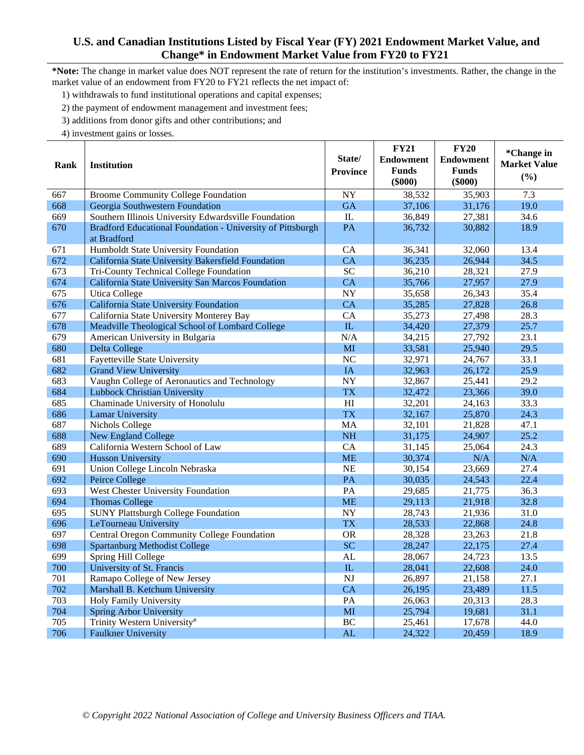# U.S. and Canadian Institutions Listed by Fiscal Year (FY) 2021 Endowment Market Value, and Change* in Endowment Market Value from FY20 to FY21

***Note:** The change in market value does NOT represent the rate of return for the institution's investments. Rather, the change in the market value of an endowment from FY20 to FY21 reflects the net impact of:

1) withdrawals to fund institutional operations and capital expenses;
2) the payment of endowment management and investment fees;
3) additions from donor gifts and other contributions; and
4) investment gains or losses.

| Rank | Institution | State/ Province | FY21 Endowment Funds ($000) | FY20 Endowment Funds ($000) | *Change in Market Value (%) |
|---|---|---|---|---|---|
| 667 | Broome Community College Foundation | NY | 38,532 | 35,903 | 7.3 |
| 668 | Georgia Southwestern Foundation | GA | 37,106 | 31,176 | 19.0 |
| 669 | Southern Illinois University Edwardsville Foundation | IL | 36,849 | 27,381 | 34.6 |
| 670 | Bradford Educational Foundation - University of Pittsburgh at Bradford | PA | 36,732 | 30,882 | 18.9 |
| 671 | Humboldt State University Foundation | CA | 36,341 | 32,060 | 13.4 |
| 672 | California State University Bakersfield Foundation | CA | 36,235 | 26,944 | 34.5 |
| 673 | Tri-County Technical College Foundation | SC | 36,210 | 28,321 | 27.9 |
| 674 | California State University San Marcos Foundation | CA | 35,766 | 27,957 | 27.9 |
| 675 | Utica College | NY | 35,658 | 26,343 | 35.4 |
| 676 | California State University Foundation | CA | 35,285 | 27,828 | 26.8 |
| 677 | California State University Monterey Bay | CA | 35,273 | 27,498 | 28.3 |
| 678 | Meadville Theological School of Lombard College | IL | 34,420 | 27,379 | 25.7 |
| 679 | American University in Bulgaria | N/A | 34,215 | 27,792 | 23.1 |
| 680 | Delta College | MI | 33,581 | 25,940 | 29.5 |
| 681 | Fayetteville State University | NC | 32,971 | 24,767 | 33.1 |
| 682 | Grand View University | IA | 32,963 | 26,172 | 25.9 |
| 683 | Vaughn College of Aeronautics and Technology | NY | 32,867 | 25,441 | 29.2 |
| 684 | Lubbock Christian University | TX | 32,472 | 23,366 | 39.0 |
| 685 | Chaminade University of Honolulu | HI | 32,201 | 24,163 | 33.3 |
| 686 | Lamar University | TX | 32,167 | 25,870 | 24.3 |
| 687 | Nichols College | MA | 32,101 | 21,828 | 47.1 |
| 688 | New England College | NH | 31,175 | 24,907 | 25.2 |
| 689 | California Western School of Law | CA | 31,145 | 25,064 | 24.3 |
| 690 | Husson University | ME | 30,374 | N/A | N/A |
| 691 | Union College Lincoln Nebraska | NE | 30,154 | 23,669 | 27.4 |
| 692 | Peirce College | PA | 30,035 | 24,543 | 22.4 |
| 693 | West Chester University Foundation | PA | 29,685 | 21,775 | 36.3 |
| 694 | Thomas College | ME | 29,113 | 21,918 | 32.8 |
| 695 | SUNY Plattsburgh College Foundation | NY | 28,743 | 21,936 | 31.0 |
| 696 | LeTourneau University | TX | 28,533 | 22,868 | 24.8 |
| 697 | Central Oregon Community College Foundation | OR | 28,328 | 23,263 | 21.8 |
| 698 | Spartanburg Methodist College | SC | 28,247 | 22,175 | 27.4 |
| 699 | Spring Hill College | AL | 28,067 | 24,723 | 13.5 |
| 700 | University of St. Francis | IL | 28,041 | 22,608 | 24.0 |
| 701 | Ramapo College of New Jersey | NJ | 26,897 | 21,158 | 27.1 |
| 702 | Marshall B. Ketchum University | CA | 26,195 | 23,489 | 11.5 |
| 703 | Holy Family University | PA | 26,063 | 20,313 | 28.3 |
| 704 | Spring Arbor University | MI | 25,794 | 19,681 | 31.1 |
| 705 | Trinity Western University[#] | BC | 25,461 | 17,678 | 44.0 |
| 706 | Faulkner University | AL | 24,322 | 20,459 | 18.9 |

*© Copyright 2022 National Association of College and University Business Officers and TIAA.*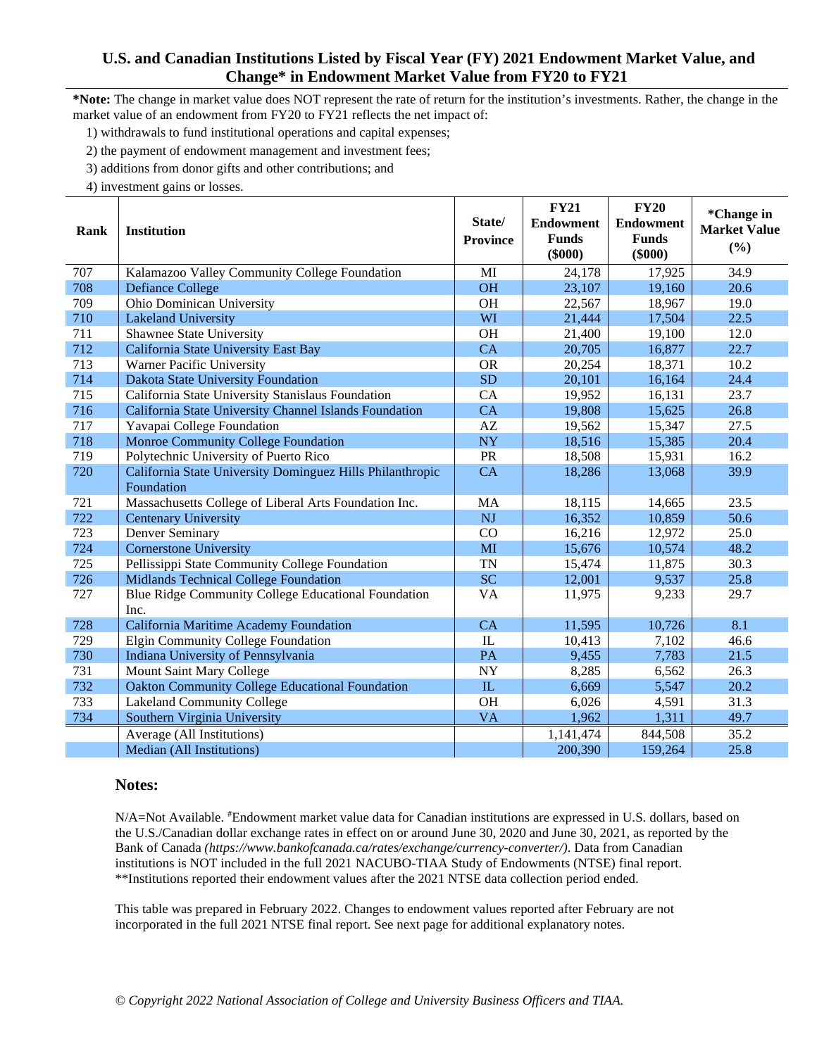## U.S. and Canadian Institutions Listed by Fiscal Year (FY) 2021 Endowment Market Value, and Change* in Endowment Market Value from FY20 to FY21

***Note:** The change in market value does NOT represent the rate of return for the institution's investments. Rather, the change in the market value of an endowment from FY20 to FY21 reflects the net impact of:

1) withdrawals to fund institutional operations and capital expenses;
2) the payment of endowment management and investment fees;
3) additions from donor gifts and other contributions; and
4) investment gains or losses.

| Rank | Institution | State/ Province | FY21 Endowment Funds ($000) | FY20 Endowment Funds ($000) | *Change in Market Value (%) |
|---|---|---|---|---|---|
| 707 | Kalamazoo Valley Community College Foundation | MI | 24,178 | 17,925 | 34.9 |
| 708 | Defiance College | OH | 23,107 | 19,160 | 20.6 |
| 709 | Ohio Dominican University | OH | 22,567 | 18,967 | 19.0 |
| 710 | Lakeland University | WI | 21,444 | 17,504 | 22.5 |
| 711 | Shawnee State University | OH | 21,400 | 19,100 | 12.0 |
| 712 | California State University East Bay | CA | 20,705 | 16,877 | 22.7 |
| 713 | Warner Pacific University | OR | 20,254 | 18,371 | 10.2 |
| 714 | Dakota State University Foundation | SD | 20,101 | 16,164 | 24.4 |
| 715 | California State University Stanislaus Foundation | CA | 19,952 | 16,131 | 23.7 |
| 716 | California State University Channel Islands Foundation | CA | 19,808 | 15,625 | 26.8 |
| 717 | Yavapai College Foundation | AZ | 19,562 | 15,347 | 27.5 |
| 718 | Monroe Community College Foundation | NY | 18,516 | 15,385 | 20.4 |
| 719 | Polytechnic University of Puerto Rico | PR | 18,508 | 15,931 | 16.2 |
| 720 | California State University Dominguez Hills Philanthropic Foundation | CA | 18,286 | 13,068 | 39.9 |
| 721 | Massachusetts College of Liberal Arts Foundation Inc. | MA | 18,115 | 14,665 | 23.5 |
| 722 | Centenary University | NJ | 16,352 | 10,859 | 50.6 |
| 723 | Denver Seminary | CO | 16,216 | 12,972 | 25.0 |
| 724 | Cornerstone University | MI | 15,676 | 10,574 | 48.2 |
| 725 | Pellissippi State Community College Foundation | TN | 15,474 | 11,875 | 30.3 |
| 726 | Midlands Technical College Foundation | SC | 12,001 | 9,537 | 25.8 |
| 727 | Blue Ridge Community College Educational Foundation Inc. | VA | 11,975 | 9,233 | 29.7 |
| 728 | California Maritime Academy Foundation | CA | 11,595 | 10,726 | 8.1 |
| 729 | Elgin Community College Foundation | IL | 10,413 | 7,102 | 46.6 |
| 730 | Indiana University of Pennsylvania | PA | 9,455 | 7,783 | 21.5 |
| 731 | Mount Saint Mary College | NY | 8,285 | 6,562 | 26.3 |
| 732 | Oakton Community College Educational Foundation | IL | 6,669 | 5,547 | 20.2 |
| 733 | Lakeland Community College | OH | 6,026 | 4,591 | 31.3 |
| 734 | Southern Virginia University | VA | 1,962 | 1,311 | 49.7 |
| | Average (All Institutions) | | 1,141,474 | 844,508 | 35.2 |
| | Median (All Institutions) | | 200,390 | 159,264 | 25.8 |

### Notes:

N/A=Not Available. #Endowment market value data for Canadian institutions are expressed in U.S. dollars, based on the U.S./Canadian dollar exchange rates in effect on or around June 30, 2020 and June 30, 2021, as reported by the Bank of Canada *(https://www.bankofcanada.ca/rates/exchange/currency-converter/)*. Data from Canadian institutions is NOT included in the full 2021 NACUBO-TIAA Study of Endowments (NTSE) final report. **Institutions reported their endowment values after the 2021 NTSE data collection period ended.

This table was prepared in February 2022. Changes to endowment values reported after February are not incorporated in the full 2021 NTSE final report. See next page for additional explanatory notes.

*© Copyright 2022 National Association of College and University Business Officers and TIAA.*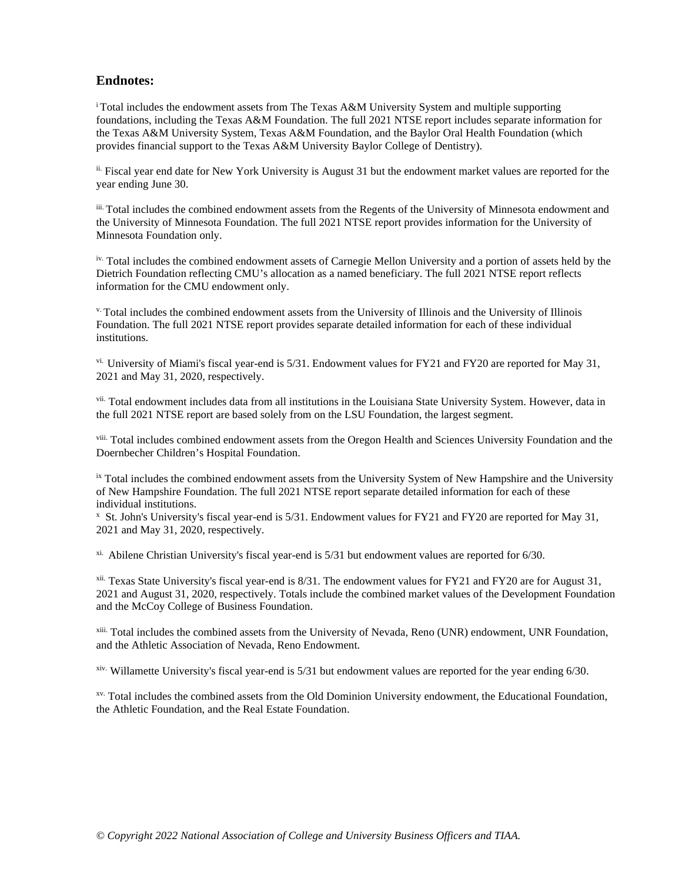## Endnotes:

[i] Total includes the endowment assets from The Texas A&M University System and multiple supporting foundations, including the Texas A&M Foundation. The full 2021 NTSE report includes separate information for the Texas A&M University System, Texas A&M Foundation, and the Baylor Oral Health Foundation (which provides financial support to the Texas A&M University Baylor College of Dentistry).

[ii.] Fiscal year end date for New York University is August 31 but the endowment market values are reported for the year ending June 30.

[iii.] Total includes the combined endowment assets from the Regents of the University of Minnesota endowment and the University of Minnesota Foundation. The full 2021 NTSE report provides information for the University of Minnesota Foundation only.

[iv.] Total includes the combined endowment assets of Carnegie Mellon University and a portion of assets held by the Dietrich Foundation reflecting CMU's allocation as a named beneficiary. The full 2021 NTSE report reflects information for the CMU endowment only.

[v.] Total includes the combined endowment assets from the University of Illinois and the University of Illinois Foundation. The full 2021 NTSE report provides separate detailed information for each of these individual institutions.

[vi.] University of Miami's fiscal year-end is 5/31. Endowment values for FY21 and FY20 are reported for May 31, 2021 and May 31, 2020, respectively.

[vii.] Total endowment includes data from all institutions in the Louisiana State University System. However, data in the full 2021 NTSE report are based solely from on the LSU Foundation, the largest segment.

[viii.] Total includes combined endowment assets from the Oregon Health and Sciences University Foundation and the Doernbecher Children's Hospital Foundation.

[ix] Total includes the combined endowment assets from the University System of New Hampshire and the University of New Hampshire Foundation. The full 2021 NTSE report separate detailed information for each of these individual institutions.

[x] St. John's University's fiscal year-end is 5/31. Endowment values for FY21 and FY20 are reported for May 31, 2021 and May 31, 2020, respectively.

[xi.] Abilene Christian University's fiscal year-end is 5/31 but endowment values are reported for 6/30.

[xii.] Texas State University's fiscal year-end is 8/31. The endowment values for FY21 and FY20 are for August 31, 2021 and August 31, 2020, respectively. Totals include the combined market values of the Development Foundation and the McCoy College of Business Foundation.

[xiii.] Total includes the combined assets from the University of Nevada, Reno (UNR) endowment, UNR Foundation, and the Athletic Association of Nevada, Reno Endowment.

[xiv.] Willamette University's fiscal year-end is 5/31 but endowment values are reported for the year ending 6/30.

[xv.] Total includes the combined assets from the Old Dominion University endowment, the Educational Foundation, the Athletic Foundation, and the Real Estate Foundation.

*© Copyright 2022 National Association of College and University Business Officers and TIAA.*